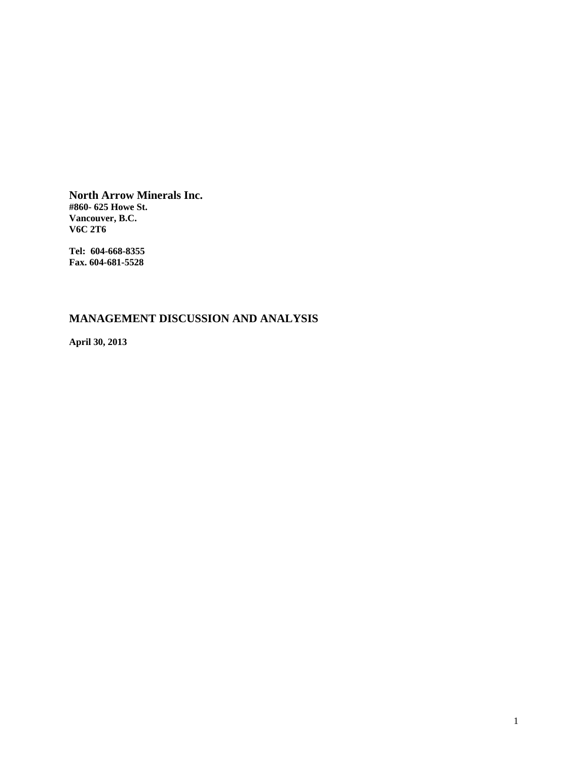**North Arrow Minerals Inc.**
**#860- 625 Howe St.**
**Vancouver, B.C.**
**V6C 2T6**

**Tel: 604-668-8355**
**Fax. 604-681-5528**

## MANAGEMENT DISCUSSION AND ANALYSIS

**April 30, 2013**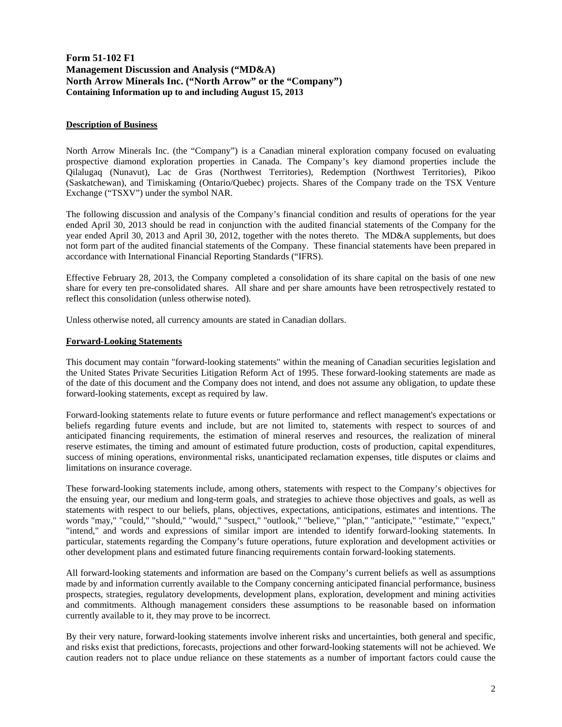**Form 51-102 F1**
**Management Discussion and Analysis ("MD&A)**
**North Arrow Minerals Inc. ("North Arrow" or the "Company")**
**Containing Information up to and including August 15, 2013**

**Description of Business**

North Arrow Minerals Inc. (the "Company") is a Canadian mineral exploration company focused on evaluating prospective diamond exploration properties in Canada. The Company's key diamond properties include the Qilalugaq (Nunavut), Lac de Gras (Northwest Territories), Redemption (Northwest Territories), Pikoo (Saskatchewan), and Timiskaming (Ontario/Quebec) projects. Shares of the Company trade on the TSX Venture Exchange ("TSXV") under the symbol NAR.

The following discussion and analysis of the Company's financial condition and results of operations for the year ended April 30, 2013 should be read in conjunction with the audited financial statements of the Company for the year ended April 30, 2013 and April 30, 2012, together with the notes thereto. The MD&A supplements, but does not form part of the audited financial statements of the Company. These financial statements have been prepared in accordance with International Financial Reporting Standards ("IFRS).

Effective February 28, 2013, the Company completed a consolidation of its share capital on the basis of one new share for every ten pre-consolidated shares. All share and per share amounts have been retrospectively restated to reflect this consolidation (unless otherwise noted).

Unless otherwise noted, all currency amounts are stated in Canadian dollars.

**Forward-Looking Statements**

This document may contain "forward-looking statements" within the meaning of Canadian securities legislation and the United States Private Securities Litigation Reform Act of 1995. These forward-looking statements are made as of the date of this document and the Company does not intend, and does not assume any obligation, to update these forward-looking statements, except as required by law.

Forward-looking statements relate to future events or future performance and reflect management's expectations or beliefs regarding future events and include, but are not limited to, statements with respect to sources of and anticipated financing requirements, the estimation of mineral reserves and resources, the realization of mineral reserve estimates, the timing and amount of estimated future production, costs of production, capital expenditures, success of mining operations, environmental risks, unanticipated reclamation expenses, title disputes or claims and limitations on insurance coverage.

These forward-looking statements include, among others, statements with respect to the Company's objectives for the ensuing year, our medium and long-term goals, and strategies to achieve those objectives and goals, as well as statements with respect to our beliefs, plans, objectives, expectations, anticipations, estimates and intentions. The words "may," "could," "should," "would," "suspect," "outlook," "believe," "plan," "anticipate," "estimate," "expect," "intend," and words and expressions of similar import are intended to identify forward-looking statements. In particular, statements regarding the Company's future operations, future exploration and development activities or other development plans and estimated future financing requirements contain forward-looking statements.

All forward-looking statements and information are based on the Company's current beliefs as well as assumptions made by and information currently available to the Company concerning anticipated financial performance, business prospects, strategies, regulatory developments, development plans, exploration, development and mining activities and commitments. Although management considers these assumptions to be reasonable based on information currently available to it, they may prove to be incorrect.

By their very nature, forward-looking statements involve inherent risks and uncertainties, both general and specific, and risks exist that predictions, forecasts, projections and other forward-looking statements will not be achieved. We caution readers not to place undue reliance on these statements as a number of important factors could cause the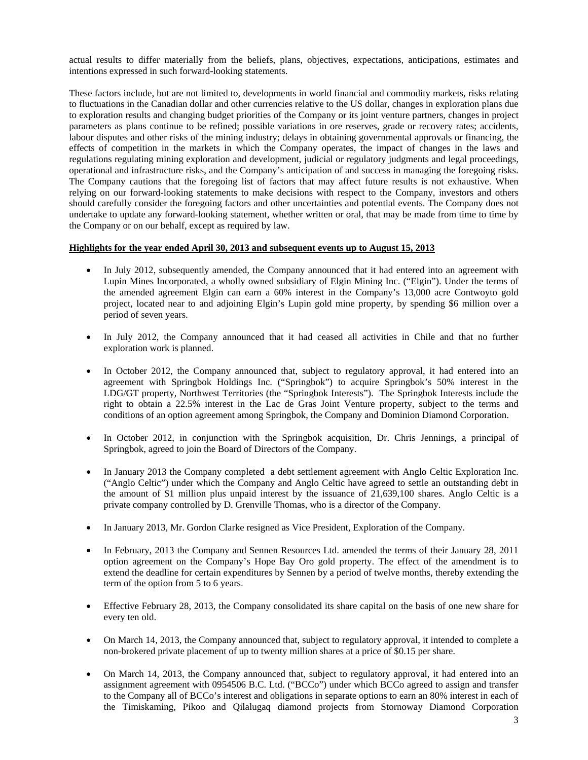actual results to differ materially from the beliefs, plans, objectives, expectations, anticipations, estimates and intentions expressed in such forward-looking statements.

These factors include, but are not limited to, developments in world financial and commodity markets, risks relating to fluctuations in the Canadian dollar and other currencies relative to the US dollar, changes in exploration plans due to exploration results and changing budget priorities of the Company or its joint venture partners, changes in project parameters as plans continue to be refined; possible variations in ore reserves, grade or recovery rates; accidents, labour disputes and other risks of the mining industry; delays in obtaining governmental approvals or financing, the effects of competition in the markets in which the Company operates, the impact of changes in the laws and regulations regulating mining exploration and development, judicial or regulatory judgments and legal proceedings, operational and infrastructure risks, and the Company's anticipation of and success in managing the foregoing risks. The Company cautions that the foregoing list of factors that may affect future results is not exhaustive. When relying on our forward-looking statements to make decisions with respect to the Company, investors and others should carefully consider the foregoing factors and other uncertainties and potential events. The Company does not undertake to update any forward-looking statement, whether written or oral, that may be made from time to time by the Company or on our behalf, except as required by law.

**Highlights for the year ended April 30, 2013 and subsequent events up to August 15, 2013**

- In July 2012, subsequently amended, the Company announced that it had entered into an agreement with Lupin Mines Incorporated, a wholly owned subsidiary of Elgin Mining Inc. ("Elgin"). Under the terms of the amended agreement Elgin can earn a 60% interest in the Company's 13,000 acre Contwoyto gold project, located near to and adjoining Elgin's Lupin gold mine property, by spending $6 million over a period of seven years.

- In July 2012, the Company announced that it had ceased all activities in Chile and that no further exploration work is planned.

- In October 2012, the Company announced that, subject to regulatory approval, it had entered into an agreement with Springbok Holdings Inc. ("Springbok") to acquire Springbok's 50% interest in the LDG/GT property, Northwest Territories (the "Springbok Interests"). The Springbok Interests include the right to obtain a 22.5% interest in the Lac de Gras Joint Venture property, subject to the terms and conditions of an option agreement among Springbok, the Company and Dominion Diamond Corporation.

- In October 2012, in conjunction with the Springbok acquisition, Dr. Chris Jennings, a principal of Springbok, agreed to join the Board of Directors of the Company.

- In January 2013 the Company completed a debt settlement agreement with Anglo Celtic Exploration Inc. ("Anglo Celtic") under which the Company and Anglo Celtic have agreed to settle an outstanding debt in the amount of $1 million plus unpaid interest by the issuance of 21,639,100 shares. Anglo Celtic is a private company controlled by D. Grenville Thomas, who is a director of the Company.

- In January 2013, Mr. Gordon Clarke resigned as Vice President, Exploration of the Company.

- In February, 2013 the Company and Sennen Resources Ltd. amended the terms of their January 28, 2011 option agreement on the Company's Hope Bay Oro gold property. The effect of the amendment is to extend the deadline for certain expenditures by Sennen by a period of twelve months, thereby extending the term of the option from 5 to 6 years.

- Effective February 28, 2013, the Company consolidated its share capital on the basis of one new share for every ten old.

- On March 14, 2013, the Company announced that, subject to regulatory approval, it intended to complete a non-brokered private placement of up to twenty million shares at a price of $0.15 per share.

- On March 14, 2013, the Company announced that, subject to regulatory approval, it had entered into an assignment agreement with 0954506 B.C. Ltd. ("BCCo") under which BCCo agreed to assign and transfer to the Company all of BCCo's interest and obligations in separate options to earn an 80% interest in each of the Timiskaming, Pikoo and Qilalugaq diamond projects from Stornoway Diamond Corporation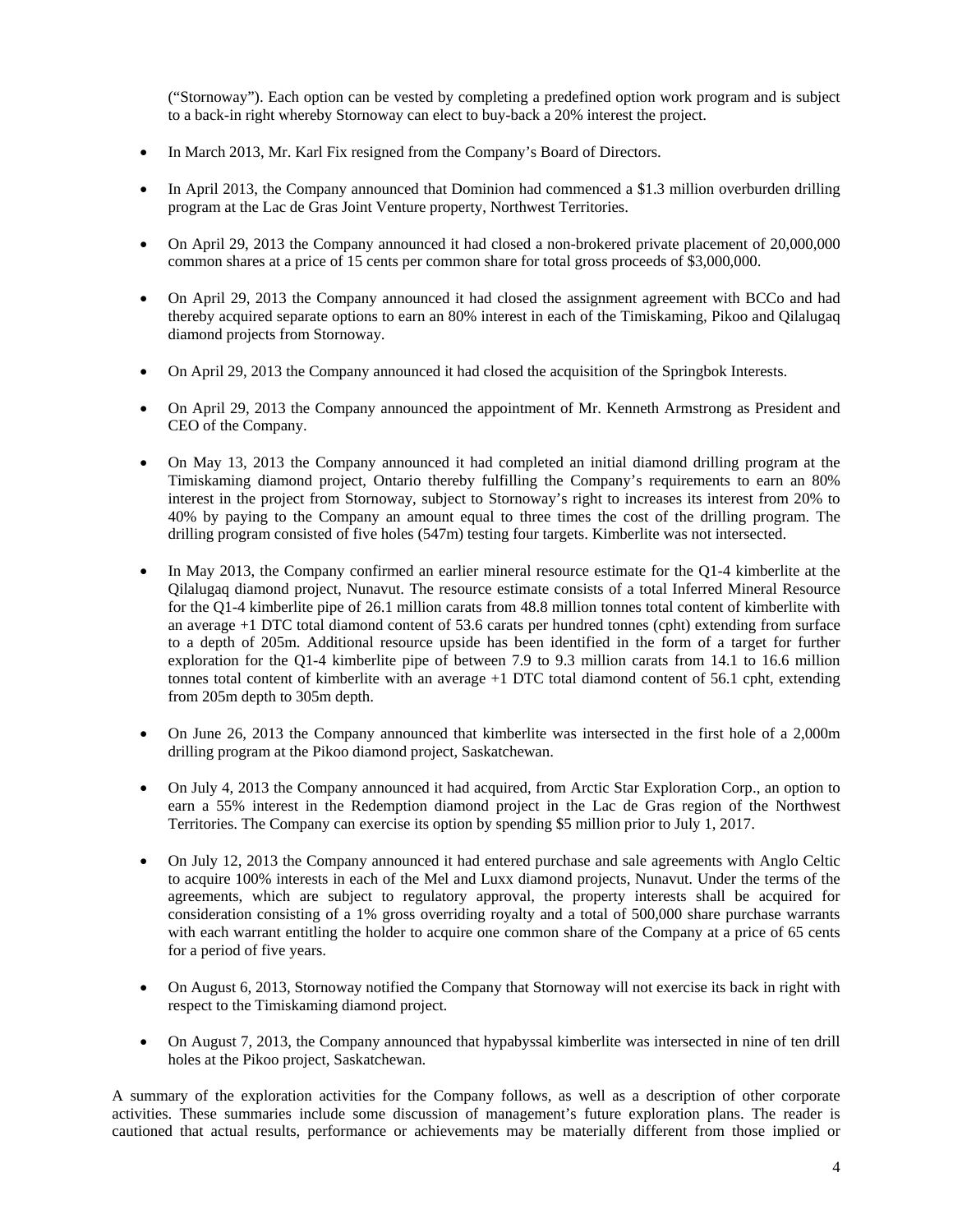(“Stornoway”). Each option can be vested by completing a predefined option work program and is subject to a back-in right whereby Stornoway can elect to buy-back a 20% interest the project.

- In March 2013, Mr. Karl Fix resigned from the Company’s Board of Directors.

- In April 2013, the Company announced that Dominion had commenced a $1.3 million overburden drilling program at the Lac de Gras Joint Venture property, Northwest Territories.

- On April 29, 2013 the Company announced it had closed a non-brokered private placement of 20,000,000 common shares at a price of 15 cents per common share for total gross proceeds of $3,000,000.

- On April 29, 2013 the Company announced it had closed the assignment agreement with BCCo and had thereby acquired separate options to earn an 80% interest in each of the Timiskaming, Pikoo and Qilalugaq diamond projects from Stornoway.

- On April 29, 2013 the Company announced it had closed the acquisition of the Springbok Interests.

- On April 29, 2013 the Company announced the appointment of Mr. Kenneth Armstrong as President and CEO of the Company.

- On May 13, 2013 the Company announced it had completed an initial diamond drilling program at the Timiskaming diamond project, Ontario thereby fulfilling the Company’s requirements to earn an 80% interest in the project from Stornoway, subject to Stornoway’s right to increases its interest from 20% to 40% by paying to the Company an amount equal to three times the cost of the drilling program. The drilling program consisted of five holes (547m) testing four targets. Kimberlite was not intersected.

- In May 2013, the Company confirmed an earlier mineral resource estimate for the Q1-4 kimberlite at the Qilalugaq diamond project, Nunavut. The resource estimate consists of a total Inferred Mineral Resource for the Q1-4 kimberlite pipe of 26.1 million carats from 48.8 million tonnes total content of kimberlite with an average +1 DTC total diamond content of 53.6 carats per hundred tonnes (cpht) extending from surface to a depth of 205m. Additional resource upside has been identified in the form of a target for further exploration for the Q1-4 kimberlite pipe of between 7.9 to 9.3 million carats from 14.1 to 16.6 million tonnes total content of kimberlite with an average +1 DTC total diamond content of 56.1 cpht, extending from 205m depth to 305m depth.

- On June 26, 2013 the Company announced that kimberlite was intersected in the first hole of a 2,000m drilling program at the Pikoo diamond project, Saskatchewan.

- On July 4, 2013 the Company announced it had acquired, from Arctic Star Exploration Corp., an option to earn a 55% interest in the Redemption diamond project in the Lac de Gras region of the Northwest Territories. The Company can exercise its option by spending $5 million prior to July 1, 2017.

- On July 12, 2013 the Company announced it had entered purchase and sale agreements with Anglo Celtic to acquire 100% interests in each of the Mel and Luxx diamond projects, Nunavut. Under the terms of the agreements, which are subject to regulatory approval, the property interests shall be acquired for consideration consisting of a 1% gross overriding royalty and a total of 500,000 share purchase warrants with each warrant entitling the holder to acquire one common share of the Company at a price of 65 cents for a period of five years.

- On August 6, 2013, Stornoway notified the Company that Stornoway will not exercise its back in right with respect to the Timiskaming diamond project.

- On August 7, 2013, the Company announced that hypabyssal kimberlite was intersected in nine of ten drill holes at the Pikoo project, Saskatchewan.

A summary of the exploration activities for the Company follows, as well as a description of other corporate activities. These summaries include some discussion of management’s future exploration plans. The reader is cautioned that actual results, performance or achievements may be materially different from those implied or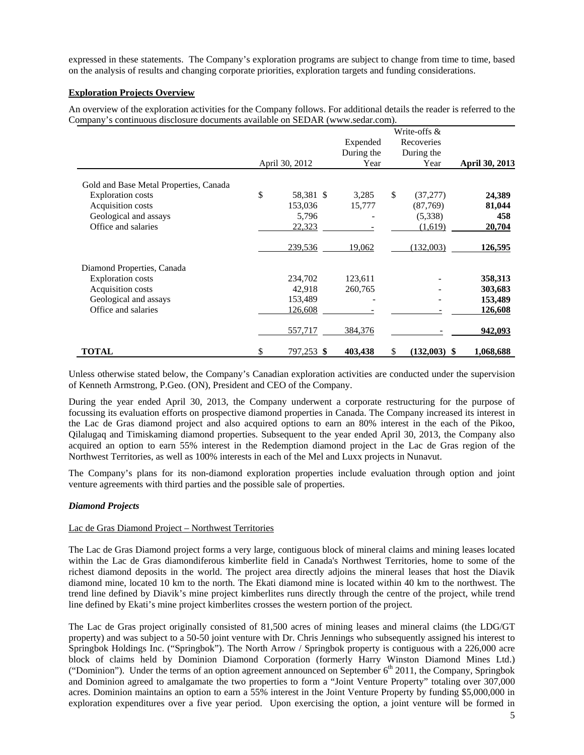expressed in these statements. The Company's exploration programs are subject to change from time to time, based on the analysis of results and changing corporate priorities, exploration targets and funding considerations.

**Exploration Projects Overview**

An overview of the exploration activities for the Company follows. For additional details the reader is referred to the Company's continuous disclosure documents available on SEDAR (www.sedar.com).

| | April 30, 2012 | Expended During the Year | Write-offs & Recoveries During the Year | **April 30, 2013** |
|---|---|---|---|---|
| Gold and Base Metal Properties, Canada | | | | |
| Exploration costs | $ 58,381 | $ 3,285 | $ (37,277) | **24,389** |
| Acquisition costs | 153,036 | 15,777 | (87,769) | **81,044** |
| Geological and assays | 5,796 | - | (5,338) | **458** |
| Office and salaries | 22,323 | - | (1,619) | **20,704** |
| | 239,536 | 19,062 | (132,003) | **126,595** |
| Diamond Properties, Canada | | | | |
| Exploration costs | 234,702 | 123,611 | - | **358,313** |
| Acquisition costs | 42,918 | 260,765 | - | **303,683** |
| Geological and assays | 153,489 | - | - | **153,489** |
| Office and salaries | 126,608 | - | - | **126,608** |
| | 557,717 | 384,376 | - | **942,093** |
| **TOTAL** | $ 797,253 | **$ 403,438** | $ **(132,003)** | **$ 1,068,688** |

Unless otherwise stated below, the Company's Canadian exploration activities are conducted under the supervision of Kenneth Armstrong, P.Geo. (ON), President and CEO of the Company.

During the year ended April 30, 2013, the Company underwent a corporate restructuring for the purpose of focussing its evaluation efforts on prospective diamond properties in Canada. The Company increased its interest in the Lac de Gras diamond project and also acquired options to earn an 80% interest in the each of the Pikoo, Qilalugaq and Timiskaming diamond properties. Subsequent to the year ended April 30, 2013, the Company also acquired an option to earn 55% interest in the Redemption diamond project in the Lac de Gras region of the Northwest Territories, as well as 100% interests in each of the Mel and Luxx projects in Nunavut.

The Company's plans for its non-diamond exploration properties include evaluation through option and joint venture agreements with third parties and the possible sale of properties.

### *Diamond Projects*

Lac de Gras Diamond Project – Northwest Territories

The Lac de Gras Diamond project forms a very large, contiguous block of mineral claims and mining leases located within the Lac de Gras diamondiferous kimberlite field in Canada's Northwest Territories, home to some of the richest diamond deposits in the world. The project area directly adjoins the mineral leases that host the Diavik diamond mine, located 10 km to the north. The Ekati diamond mine is located within 40 km to the northwest. The trend line defined by Diavik's mine project kimberlites runs directly through the centre of the project, while trend line defined by Ekati's mine project kimberlites crosses the western portion of the project.

The Lac de Gras project originally consisted of 81,500 acres of mining leases and mineral claims (the LDG/GT property) and was subject to a 50-50 joint venture with Dr. Chris Jennings who subsequently assigned his interest to Springbok Holdings Inc. ("Springbok"). The North Arrow / Springbok property is contiguous with a 226,000 acre block of claims held by Dominion Diamond Corporation (formerly Harry Winston Diamond Mines Ltd.) ("Dominion"). Under the terms of an option agreement announced on September 6th 2011, the Company, Springbok and Dominion agreed to amalgamate the two properties to form a "Joint Venture Property" totaling over 307,000 acres. Dominion maintains an option to earn a 55% interest in the Joint Venture Property by funding $5,000,000 in exploration expenditures over a five year period. Upon exercising the option, a joint venture will be formed in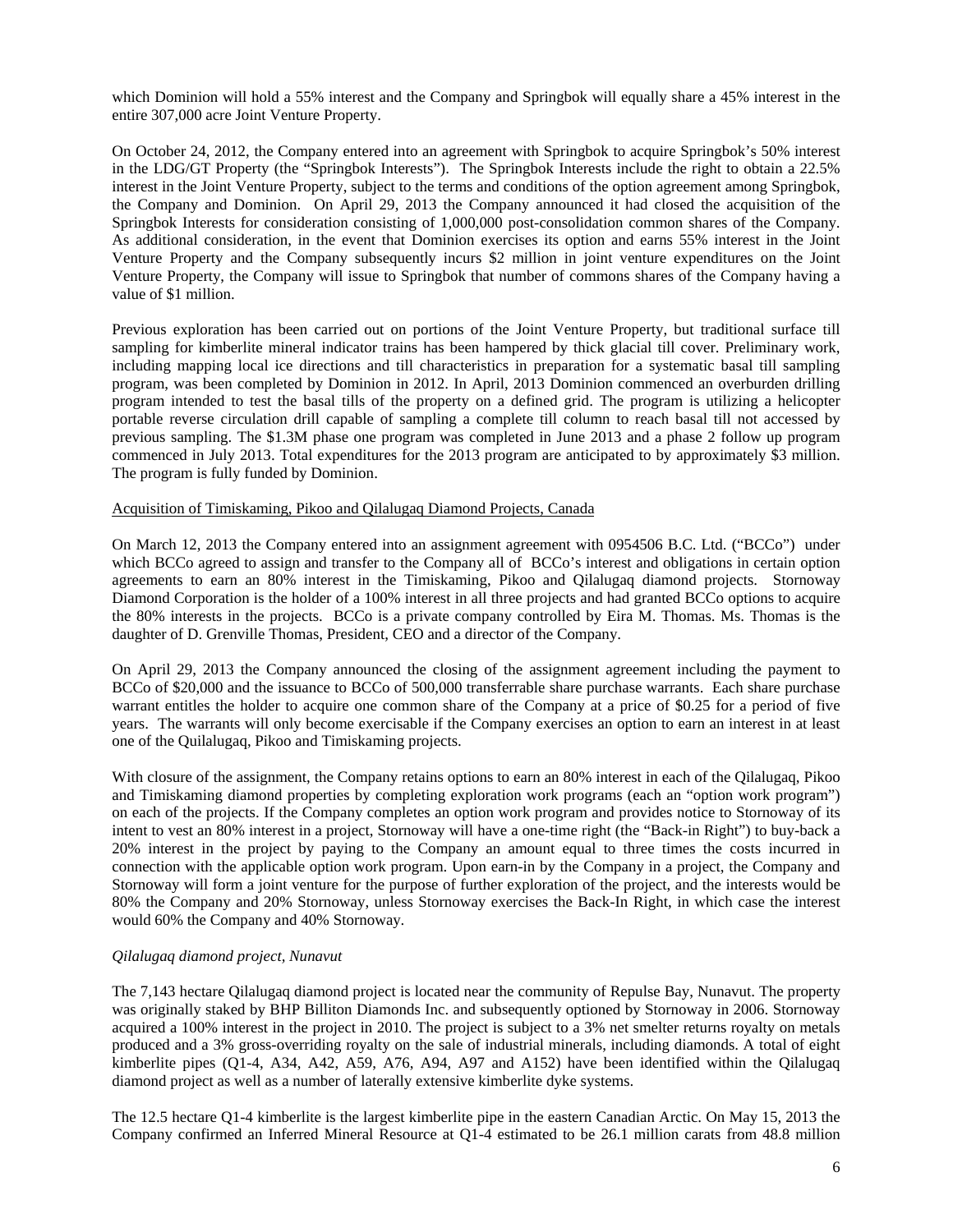which Dominion will hold a 55% interest and the Company and Springbok will equally share a 45% interest in the entire 307,000 acre Joint Venture Property.

On October 24, 2012, the Company entered into an agreement with Springbok to acquire Springbok's 50% interest in the LDG/GT Property (the "Springbok Interests"). The Springbok Interests include the right to obtain a 22.5% interest in the Joint Venture Property, subject to the terms and conditions of the option agreement among Springbok, the Company and Dominion. On April 29, 2013 the Company announced it had closed the acquisition of the Springbok Interests for consideration consisting of 1,000,000 post-consolidation common shares of the Company. As additional consideration, in the event that Dominion exercises its option and earns 55% interest in the Joint Venture Property and the Company subsequently incurs $2 million in joint venture expenditures on the Joint Venture Property, the Company will issue to Springbok that number of commons shares of the Company having a value of $1 million.

Previous exploration has been carried out on portions of the Joint Venture Property, but traditional surface till sampling for kimberlite mineral indicator trains has been hampered by thick glacial till cover. Preliminary work, including mapping local ice directions and till characteristics in preparation for a systematic basal till sampling program, was been completed by Dominion in 2012. In April, 2013 Dominion commenced an overburden drilling program intended to test the basal tills of the property on a defined grid. The program is utilizing a helicopter portable reverse circulation drill capable of sampling a complete till column to reach basal till not accessed by previous sampling. The $1.3M phase one program was completed in June 2013 and a phase 2 follow up program commenced in July 2013. Total expenditures for the 2013 program are anticipated to by approximately $3 million. The program is fully funded by Dominion.

Acquisition of Timiskaming, Pikoo and Qilalugaq Diamond Projects, Canada

On March 12, 2013 the Company entered into an assignment agreement with 0954506 B.C. Ltd. ("BCCo") under which BCCo agreed to assign and transfer to the Company all of BCCo's interest and obligations in certain option agreements to earn an 80% interest in the Timiskaming, Pikoo and Qilalugaq diamond projects. Stornoway Diamond Corporation is the holder of a 100% interest in all three projects and had granted BCCo options to acquire the 80% interests in the projects. BCCo is a private company controlled by Eira M. Thomas. Ms. Thomas is the daughter of D. Grenville Thomas, President, CEO and a director of the Company.

On April 29, 2013 the Company announced the closing of the assignment agreement including the payment to BCCo of $20,000 and the issuance to BCCo of 500,000 transferrable share purchase warrants. Each share purchase warrant entitles the holder to acquire one common share of the Company at a price of $0.25 for a period of five years. The warrants will only become exercisable if the Company exercises an option to earn an interest in at least one of the Quilalugaq, Pikoo and Timiskaming projects.

With closure of the assignment, the Company retains options to earn an 80% interest in each of the Qilalugaq, Pikoo and Timiskaming diamond properties by completing exploration work programs (each an "option work program") on each of the projects. If the Company completes an option work program and provides notice to Stornoway of its intent to vest an 80% interest in a project, Stornoway will have a one-time right (the "Back-in Right") to buy-back a 20% interest in the project by paying to the Company an amount equal to three times the costs incurred in connection with the applicable option work program. Upon earn-in by the Company in a project, the Company and Stornoway will form a joint venture for the purpose of further exploration of the project, and the interests would be 80% the Company and 20% Stornoway, unless Stornoway exercises the Back-In Right, in which case the interest would 60% the Company and 40% Stornoway.

*Qilalugaq diamond project, Nunavut*

The 7,143 hectare Qilalugaq diamond project is located near the community of Repulse Bay, Nunavut. The property was originally staked by BHP Billiton Diamonds Inc. and subsequently optioned by Stornoway in 2006. Stornoway acquired a 100% interest in the project in 2010. The project is subject to a 3% net smelter returns royalty on metals produced and a 3% gross-overriding royalty on the sale of industrial minerals, including diamonds. A total of eight kimberlite pipes (Q1-4, A34, A42, A59, A76, A94, A97 and A152) have been identified within the Qilalugaq diamond project as well as a number of laterally extensive kimberlite dyke systems.

The 12.5 hectare Q1-4 kimberlite is the largest kimberlite pipe in the eastern Canadian Arctic. On May 15, 2013 the Company confirmed an Inferred Mineral Resource at Q1-4 estimated to be 26.1 million carats from 48.8 million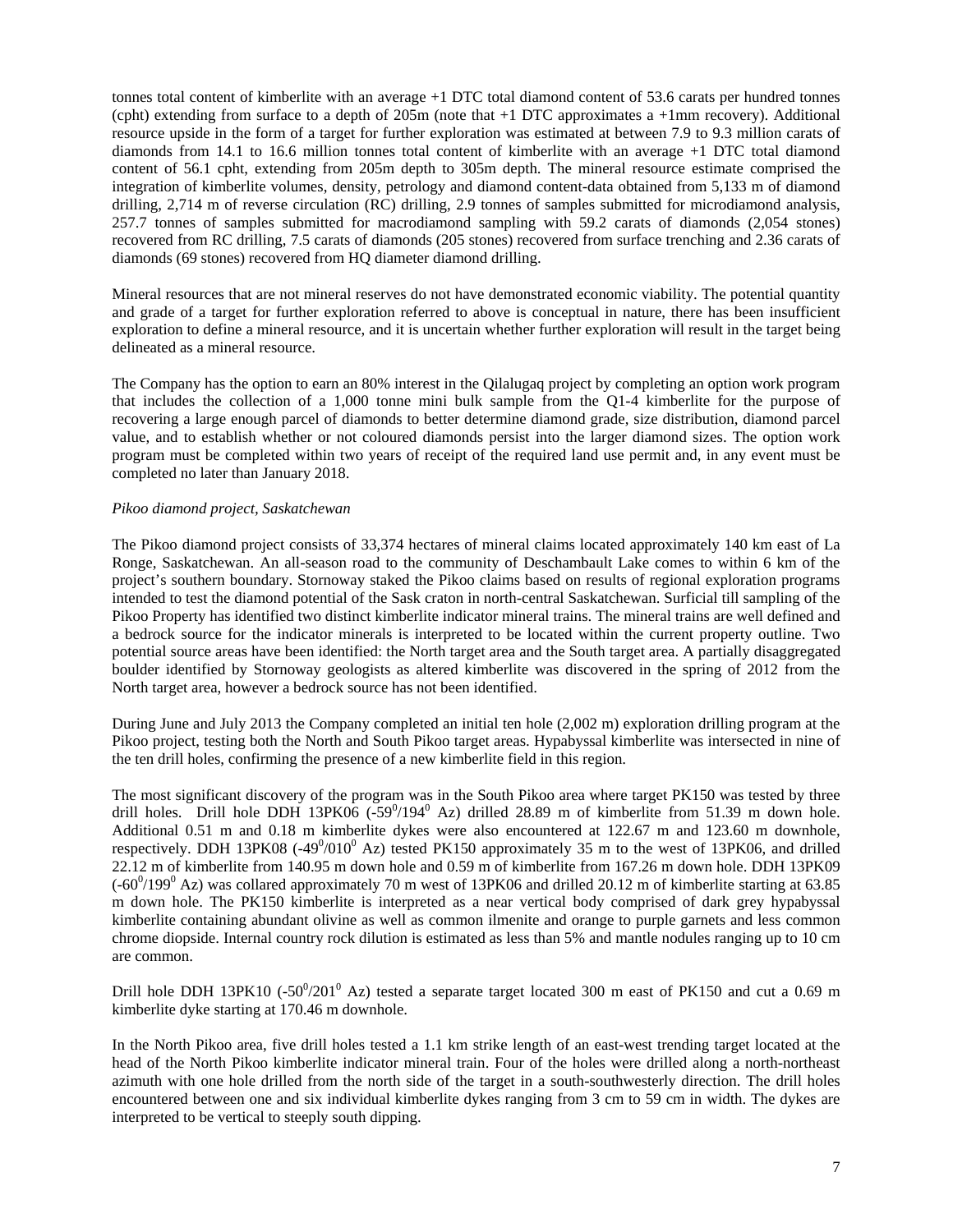tonnes total content of kimberlite with an average +1 DTC total diamond content of 53.6 carats per hundred tonnes (cpht) extending from surface to a depth of 205m (note that +1 DTC approximates a +1mm recovery). Additional resource upside in the form of a target for further exploration was estimated at between 7.9 to 9.3 million carats of diamonds from 14.1 to 16.6 million tonnes total content of kimberlite with an average +1 DTC total diamond content of 56.1 cpht, extending from 205m depth to 305m depth. The mineral resource estimate comprised the integration of kimberlite volumes, density, petrology and diamond content-data obtained from 5,133 m of diamond drilling, 2,714 m of reverse circulation (RC) drilling, 2.9 tonnes of samples submitted for microdiamond analysis, 257.7 tonnes of samples submitted for macrodiamond sampling with 59.2 carats of diamonds (2,054 stones) recovered from RC drilling, 7.5 carats of diamonds (205 stones) recovered from surface trenching and 2.36 carats of diamonds (69 stones) recovered from HQ diameter diamond drilling.

Mineral resources that are not mineral reserves do not have demonstrated economic viability. The potential quantity and grade of a target for further exploration referred to above is conceptual in nature, there has been insufficient exploration to define a mineral resource, and it is uncertain whether further exploration will result in the target being delineated as a mineral resource.

The Company has the option to earn an 80% interest in the Qilalugaq project by completing an option work program that includes the collection of a 1,000 tonne mini bulk sample from the Q1-4 kimberlite for the purpose of recovering a large enough parcel of diamonds to better determine diamond grade, size distribution, diamond parcel value, and to establish whether or not coloured diamonds persist into the larger diamond sizes. The option work program must be completed within two years of receipt of the required land use permit and, in any event must be completed no later than January 2018.

*Pikoo diamond project, Saskatchewan*

The Pikoo diamond project consists of 33,374 hectares of mineral claims located approximately 140 km east of La Ronge, Saskatchewan. An all-season road to the community of Deschambault Lake comes to within 6 km of the project's southern boundary. Stornoway staked the Pikoo claims based on results of regional exploration programs intended to test the diamond potential of the Sask craton in north-central Saskatchewan. Surficial till sampling of the Pikoo Property has identified two distinct kimberlite indicator mineral trains. The mineral trains are well defined and a bedrock source for the indicator minerals is interpreted to be located within the current property outline. Two potential source areas have been identified: the North target area and the South target area. A partially disaggregated boulder identified by Stornoway geologists as altered kimberlite was discovered in the spring of 2012 from the North target area, however a bedrock source has not been identified.

During June and July 2013 the Company completed an initial ten hole (2,002 m) exploration drilling program at the Pikoo project, testing both the North and South Pikoo target areas. Hypabyssal kimberlite was intersected in nine of the ten drill holes, confirming the presence of a new kimberlite field in this region.

The most significant discovery of the program was in the South Pikoo area where target PK150 was tested by three drill holes. Drill hole DDH 13PK06 ($-59^0/194^0$ Az) drilled 28.89 m of kimberlite from 51.39 m down hole. Additional 0.51 m and 0.18 m kimberlite dykes were also encountered at 122.67 m and 123.60 m downhole, respectively. DDH 13PK08 ($-49^0/010^0$ Az) tested PK150 approximately 35 m to the west of 13PK06, and drilled 22.12 m of kimberlite from 140.95 m down hole and 0.59 m of kimberlite from 167.26 m down hole. DDH 13PK09 ($-60^0/199^0$ Az) was collared approximately 70 m west of 13PK06 and drilled 20.12 m of kimberlite starting at 63.85 m down hole. The PK150 kimberlite is interpreted as a near vertical body comprised of dark grey hypabyssal kimberlite containing abundant olivine as well as common ilmenite and orange to purple garnets and less common chrome diopside. Internal country rock dilution is estimated as less than 5% and mantle nodules ranging up to 10 cm are common.

Drill hole DDH 13PK10 ($-50^0/201^0$ Az) tested a separate target located 300 m east of PK150 and cut a 0.69 m kimberlite dyke starting at 170.46 m downhole.

In the North Pikoo area, five drill holes tested a 1.1 km strike length of an east-west trending target located at the head of the North Pikoo kimberlite indicator mineral train. Four of the holes were drilled along a north-northeast azimuth with one hole drilled from the north side of the target in a south-southwesterly direction. The drill holes encountered between one and six individual kimberlite dykes ranging from 3 cm to 59 cm in width. The dykes are interpreted to be vertical to steeply south dipping.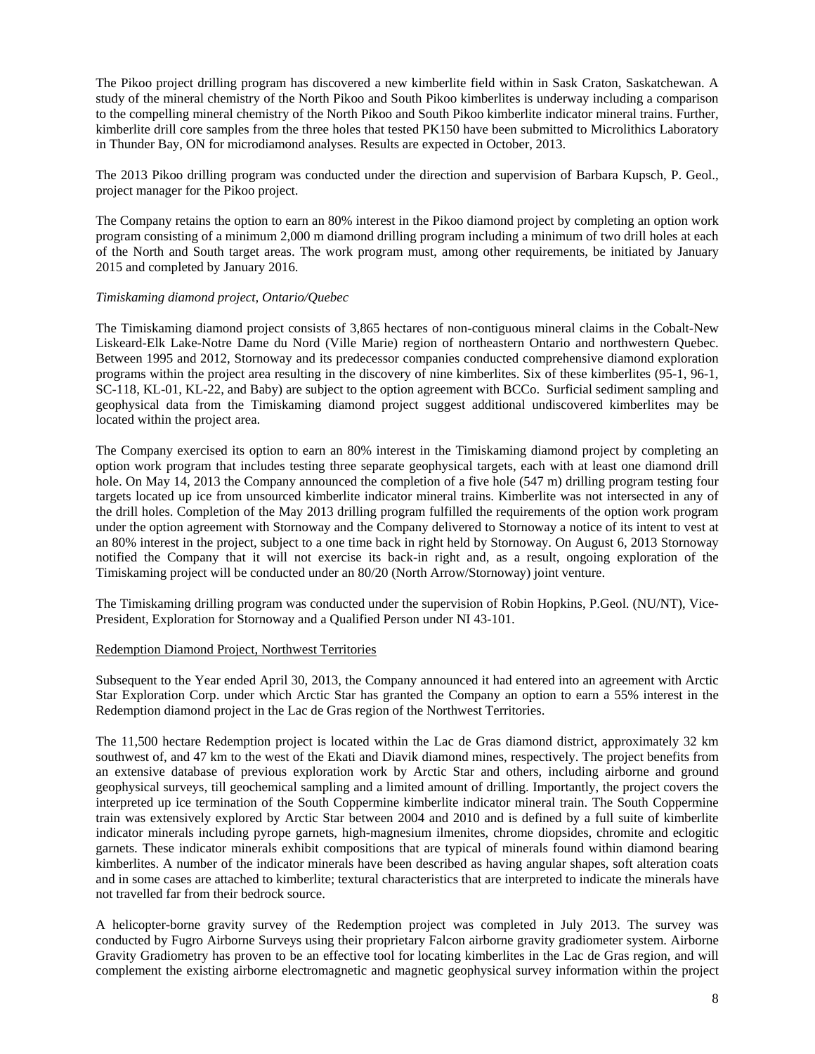The Pikoo project drilling program has discovered a new kimberlite field within in Sask Craton, Saskatchewan. A study of the mineral chemistry of the North Pikoo and South Pikoo kimberlites is underway including a comparison to the compelling mineral chemistry of the North Pikoo and South Pikoo kimberlite indicator mineral trains. Further, kimberlite drill core samples from the three holes that tested PK150 have been submitted to Microlithics Laboratory in Thunder Bay, ON for microdiamond analyses. Results are expected in October, 2013.

The 2013 Pikoo drilling program was conducted under the direction and supervision of Barbara Kupsch, P. Geol., project manager for the Pikoo project.

The Company retains the option to earn an 80% interest in the Pikoo diamond project by completing an option work program consisting of a minimum 2,000 m diamond drilling program including a minimum of two drill holes at each of the North and South target areas. The work program must, among other requirements, be initiated by January 2015 and completed by January 2016.

*Timiskaming diamond project, Ontario/Quebec*

The Timiskaming diamond project consists of 3,865 hectares of non-contiguous mineral claims in the Cobalt-New Liskeard-Elk Lake-Notre Dame du Nord (Ville Marie) region of northeastern Ontario and northwestern Quebec. Between 1995 and 2012, Stornoway and its predecessor companies conducted comprehensive diamond exploration programs within the project area resulting in the discovery of nine kimberlites. Six of these kimberlites (95-1, 96-1, SC-118, KL-01, KL-22, and Baby) are subject to the option agreement with BCCo. Surficial sediment sampling and geophysical data from the Timiskaming diamond project suggest additional undiscovered kimberlites may be located within the project area.

The Company exercised its option to earn an 80% interest in the Timiskaming diamond project by completing an option work program that includes testing three separate geophysical targets, each with at least one diamond drill hole. On May 14, 2013 the Company announced the completion of a five hole (547 m) drilling program testing four targets located up ice from unsourced kimberlite indicator mineral trains. Kimberlite was not intersected in any of the drill holes. Completion of the May 2013 drilling program fulfilled the requirements of the option work program under the option agreement with Stornoway and the Company delivered to Stornoway a notice of its intent to vest at an 80% interest in the project, subject to a one time back in right held by Stornoway. On August 6, 2013 Stornoway notified the Company that it will not exercise its back-in right and, as a result, ongoing exploration of the Timiskaming project will be conducted under an 80/20 (North Arrow/Stornoway) joint venture.

The Timiskaming drilling program was conducted under the supervision of Robin Hopkins, P.Geol. (NU/NT), Vice-President, Exploration for Stornoway and a Qualified Person under NI 43-101.

Redemption Diamond Project, Northwest Territories

Subsequent to the Year ended April 30, 2013, the Company announced it had entered into an agreement with Arctic Star Exploration Corp. under which Arctic Star has granted the Company an option to earn a 55% interest in the Redemption diamond project in the Lac de Gras region of the Northwest Territories.

The 11,500 hectare Redemption project is located within the Lac de Gras diamond district, approximately 32 km southwest of, and 47 km to the west of the Ekati and Diavik diamond mines, respectively. The project benefits from an extensive database of previous exploration work by Arctic Star and others, including airborne and ground geophysical surveys, till geochemical sampling and a limited amount of drilling. Importantly, the project covers the interpreted up ice termination of the South Coppermine kimberlite indicator mineral train. The South Coppermine train was extensively explored by Arctic Star between 2004 and 2010 and is defined by a full suite of kimberlite indicator minerals including pyrope garnets, high-magnesium ilmenites, chrome diopsides, chromite and eclogitic garnets. These indicator minerals exhibit compositions that are typical of minerals found within diamond bearing kimberlites. A number of the indicator minerals have been described as having angular shapes, soft alteration coats and in some cases are attached to kimberlite; textural characteristics that are interpreted to indicate the minerals have not travelled far from their bedrock source.

A helicopter-borne gravity survey of the Redemption project was completed in July 2013. The survey was conducted by Fugro Airborne Surveys using their proprietary Falcon airborne gravity gradiometer system. Airborne Gravity Gradiometry has proven to be an effective tool for locating kimberlites in the Lac de Gras region, and will complement the existing airborne electromagnetic and magnetic geophysical survey information within the project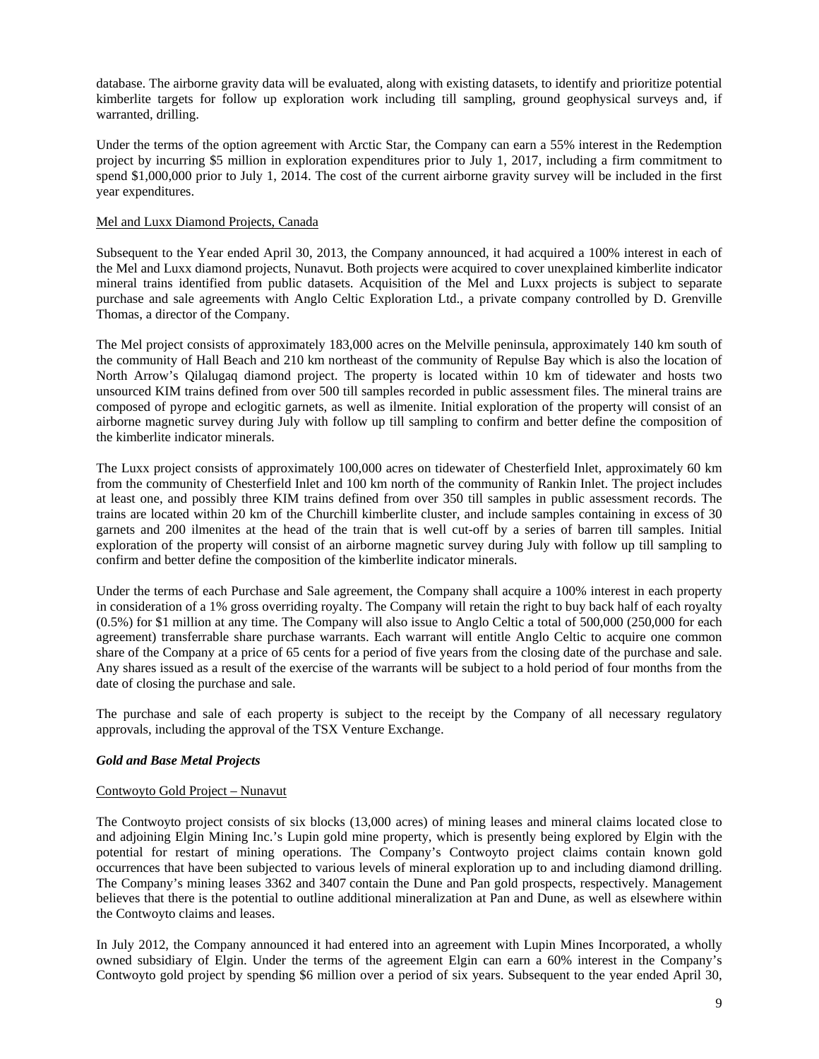database. The airborne gravity data will be evaluated, along with existing datasets, to identify and prioritize potential kimberlite targets for follow up exploration work including till sampling, ground geophysical surveys and, if warranted, drilling.

Under the terms of the option agreement with Arctic Star, the Company can earn a 55% interest in the Redemption project by incurring $5 million in exploration expenditures prior to July 1, 2017, including a firm commitment to spend $1,000,000 prior to July 1, 2014. The cost of the current airborne gravity survey will be included in the first year expenditures.

Mel and Luxx Diamond Projects, Canada

Subsequent to the Year ended April 30, 2013, the Company announced, it had acquired a 100% interest in each of the Mel and Luxx diamond projects, Nunavut. Both projects were acquired to cover unexplained kimberlite indicator mineral trains identified from public datasets. Acquisition of the Mel and Luxx projects is subject to separate purchase and sale agreements with Anglo Celtic Exploration Ltd., a private company controlled by D. Grenville Thomas, a director of the Company.

The Mel project consists of approximately 183,000 acres on the Melville peninsula, approximately 140 km south of the community of Hall Beach and 210 km northeast of the community of Repulse Bay which is also the location of North Arrow's Qilalugaq diamond project. The property is located within 10 km of tidewater and hosts two unsourced KIM trains defined from over 500 till samples recorded in public assessment files. The mineral trains are composed of pyrope and eclogitic garnets, as well as ilmenite. Initial exploration of the property will consist of an airborne magnetic survey during July with follow up till sampling to confirm and better define the composition of the kimberlite indicator minerals.

The Luxx project consists of approximately 100,000 acres on tidewater of Chesterfield Inlet, approximately 60 km from the community of Chesterfield Inlet and 100 km north of the community of Rankin Inlet. The project includes at least one, and possibly three KIM trains defined from over 350 till samples in public assessment records. The trains are located within 20 km of the Churchill kimberlite cluster, and include samples containing in excess of 30 garnets and 200 ilmenites at the head of the train that is well cut-off by a series of barren till samples. Initial exploration of the property will consist of an airborne magnetic survey during July with follow up till sampling to confirm and better define the composition of the kimberlite indicator minerals.

Under the terms of each Purchase and Sale agreement, the Company shall acquire a 100% interest in each property in consideration of a 1% gross overriding royalty. The Company will retain the right to buy back half of each royalty (0.5%) for $1 million at any time. The Company will also issue to Anglo Celtic a total of 500,000 (250,000 for each agreement) transferrable share purchase warrants. Each warrant will entitle Anglo Celtic to acquire one common share of the Company at a price of 65 cents for a period of five years from the closing date of the purchase and sale. Any shares issued as a result of the exercise of the warrants will be subject to a hold period of four months from the date of closing the purchase and sale.

The purchase and sale of each property is subject to the receipt by the Company of all necessary regulatory approvals, including the approval of the TSX Venture Exchange.

***Gold and Base Metal Projects***

Contwoyto Gold Project – Nunavut

The Contwoyto project consists of six blocks (13,000 acres) of mining leases and mineral claims located close to and adjoining Elgin Mining Inc.'s Lupin gold mine property, which is presently being explored by Elgin with the potential for restart of mining operations. The Company's Contwoyto project claims contain known gold occurrences that have been subjected to various levels of mineral exploration up to and including diamond drilling. The Company's mining leases 3362 and 3407 contain the Dune and Pan gold prospects, respectively. Management believes that there is the potential to outline additional mineralization at Pan and Dune, as well as elsewhere within the Contwoyto claims and leases.

In July 2012, the Company announced it had entered into an agreement with Lupin Mines Incorporated, a wholly owned subsidiary of Elgin. Under the terms of the agreement Elgin can earn a 60% interest in the Company's Contwoyto gold project by spending $6 million over a period of six years. Subsequent to the year ended April 30,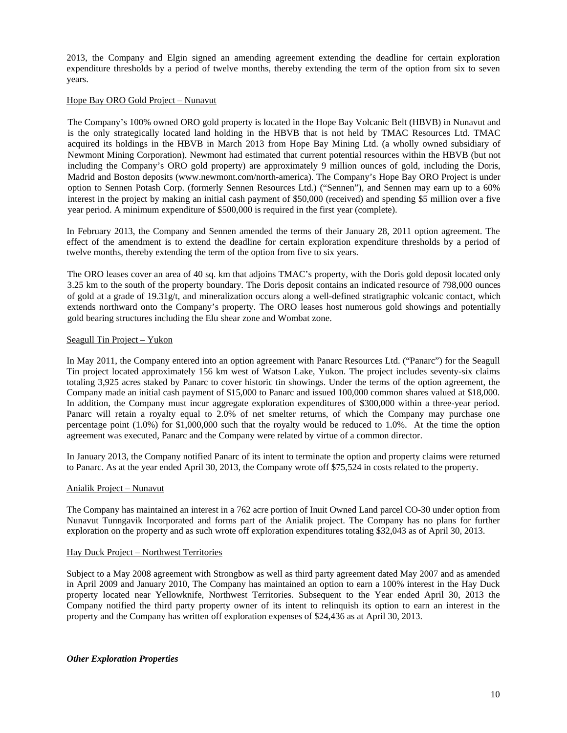2013, the Company and Elgin signed an amending agreement extending the deadline for certain exploration expenditure thresholds by a period of twelve months, thereby extending the term of the option from six to seven years.

Hope Bay ORO Gold Project – Nunavut

The Company's 100% owned ORO gold property is located in the Hope Bay Volcanic Belt (HBVB) in Nunavut and is the only strategically located land holding in the HBVB that is not held by TMAC Resources Ltd. TMAC acquired its holdings in the HBVB in March 2013 from Hope Bay Mining Ltd. (a wholly owned subsidiary of Newmont Mining Corporation). Newmont had estimated that current potential resources within the HBVB (but not including the Company's ORO gold property) are approximately 9 million ounces of gold, including the Doris, Madrid and Boston deposits (www.newmont.com/north-america). The Company's Hope Bay ORO Project is under option to Sennen Potash Corp. (formerly Sennen Resources Ltd.) ("Sennen"), and Sennen may earn up to a 60% interest in the project by making an initial cash payment of $50,000 (received) and spending $5 million over a five year period. A minimum expenditure of $500,000 is required in the first year (complete).

In February 2013, the Company and Sennen amended the terms of their January 28, 2011 option agreement. The effect of the amendment is to extend the deadline for certain exploration expenditure thresholds by a period of twelve months, thereby extending the term of the option from five to six years.

The ORO leases cover an area of 40 sq. km that adjoins TMAC's property, with the Doris gold deposit located only 3.25 km to the south of the property boundary. The Doris deposit contains an indicated resource of 798,000 ounces of gold at a grade of 19.31g/t, and mineralization occurs along a well-defined stratigraphic volcanic contact, which extends northward onto the Company's property. The ORO leases host numerous gold showings and potentially gold bearing structures including the Elu shear zone and Wombat zone.

Seagull Tin Project – Yukon

In May 2011, the Company entered into an option agreement with Panarc Resources Ltd. ("Panarc") for the Seagull Tin project located approximately 156 km west of Watson Lake, Yukon. The project includes seventy-six claims totaling 3,925 acres staked by Panarc to cover historic tin showings. Under the terms of the option agreement, the Company made an initial cash payment of $15,000 to Panarc and issued 100,000 common shares valued at $18,000. In addition, the Company must incur aggregate exploration expenditures of $300,000 within a three-year period. Panarc will retain a royalty equal to 2.0% of net smelter returns, of which the Company may purchase one percentage point (1.0%) for $1,000,000 such that the royalty would be reduced to 1.0%. At the time the option agreement was executed, Panarc and the Company were related by virtue of a common director.

In January 2013, the Company notified Panarc of its intent to terminate the option and property claims were returned to Panarc. As at the year ended April 30, 2013, the Company wrote off $75,524 in costs related to the property.

Anialik Project – Nunavut

The Company has maintained an interest in a 762 acre portion of Inuit Owned Land parcel CO-30 under option from Nunavut Tunngavik Incorporated and forms part of the Anialik project. The Company has no plans for further exploration on the property and as such wrote off exploration expenditures totaling $32,043 as of April 30, 2013.

Hay Duck Project – Northwest Territories

Subject to a May 2008 agreement with Strongbow as well as third party agreement dated May 2007 and as amended in April 2009 and January 2010, The Company has maintained an option to earn a 100% interest in the Hay Duck property located near Yellowknife, Northwest Territories. Subsequent to the Year ended April 30, 2013 the Company notified the third party property owner of its intent to relinquish its option to earn an interest in the property and the Company has written off exploration expenses of $24,436 as at April 30, 2013.

***Other Exploration Properties***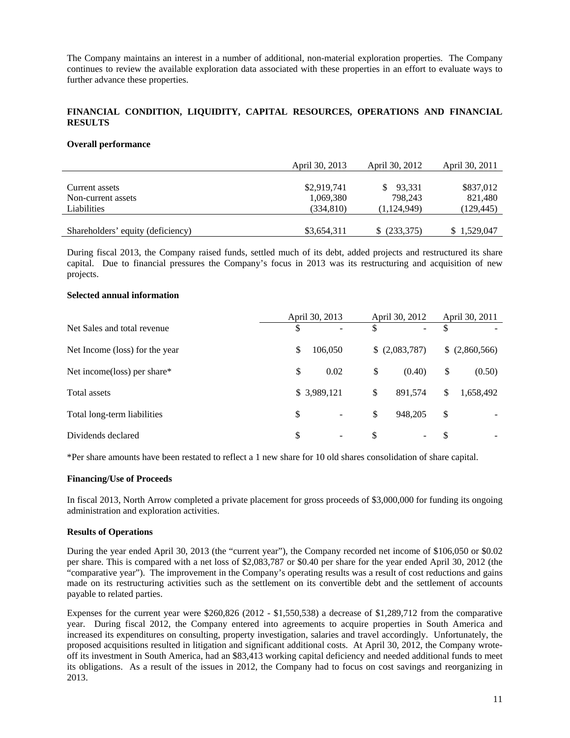The Company maintains an interest in a number of additional, non-material exploration properties. The Company continues to review the available exploration data associated with these properties in an effort to evaluate ways to further advance these properties.

## FINANCIAL CONDITION, LIQUIDITY, CAPITAL RESOURCES, OPERATIONS AND FINANCIAL RESULTS

### Overall performance

| | April 30, 2013 | April 30, 2012 | April 30, 2011 |
|---|---|---|---|
| Current assets | $2,919,741 | $ 93,331 | $837,012 |
| Non-current assets | 1,069,380 | 798,243 | 821,480 |
| Liabilities | (334,810) | (1,124,949) | (129,445) |
| Shareholders' equity (deficiency) | $3,654,311 | $ (233,375) | $ 1,529,047 |

During fiscal 2013, the Company raised funds, settled much of its debt, added projects and restructured its share capital. Due to financial pressures the Company's focus in 2013 was its restructuring and acquisition of new projects.

### Selected annual information

| | April 30, 2013 | April 30, 2012 | April 30, 2011 |
|---|---|---|---|
| Net Sales and total revenue | $ - | $ - | $ - |
| Net Income (loss) for the year | $ 106,050 | $ (2,083,787) | $ (2,860,566) |
| Net income(loss) per share* | $ 0.02 | $ (0.40) | $ (0.50) |
| Total assets | $ 3,989,121 | $ 891,574 | $ 1,658,492 |
| Total long-term liabilities | $ - | $ 948,205 | $ - |
| Dividends declared | $ - | $ - | $ - |

*Per share amounts have been restated to reflect a 1 new share for 10 old shares consolidation of share capital.

### Financing/Use of Proceeds

In fiscal 2013, North Arrow completed a private placement for gross proceeds of $3,000,000 for funding its ongoing administration and exploration activities.

### Results of Operations

During the year ended April 30, 2013 (the "current year"), the Company recorded net income of $106,050 or $0.02 per share. This is compared with a net loss of $2,083,787 or $0.40 per share for the year ended April 30, 2012 (the "comparative year"). The improvement in the Company's operating results was a result of cost reductions and gains made on its restructuring activities such as the settlement on its convertible debt and the settlement of accounts payable to related parties.

Expenses for the current year were $260,826 (2012 - $1,550,538) a decrease of $1,289,712 from the comparative year. During fiscal 2012, the Company entered into agreements to acquire properties in South America and increased its expenditures on consulting, property investigation, salaries and travel accordingly. Unfortunately, the proposed acquisitions resulted in litigation and significant additional costs. At April 30, 2012, the Company wrote-off its investment in South America, had an $83,413 working capital deficiency and needed additional funds to meet its obligations. As a result of the issues in 2012, the Company had to focus on cost savings and reorganizing in 2013.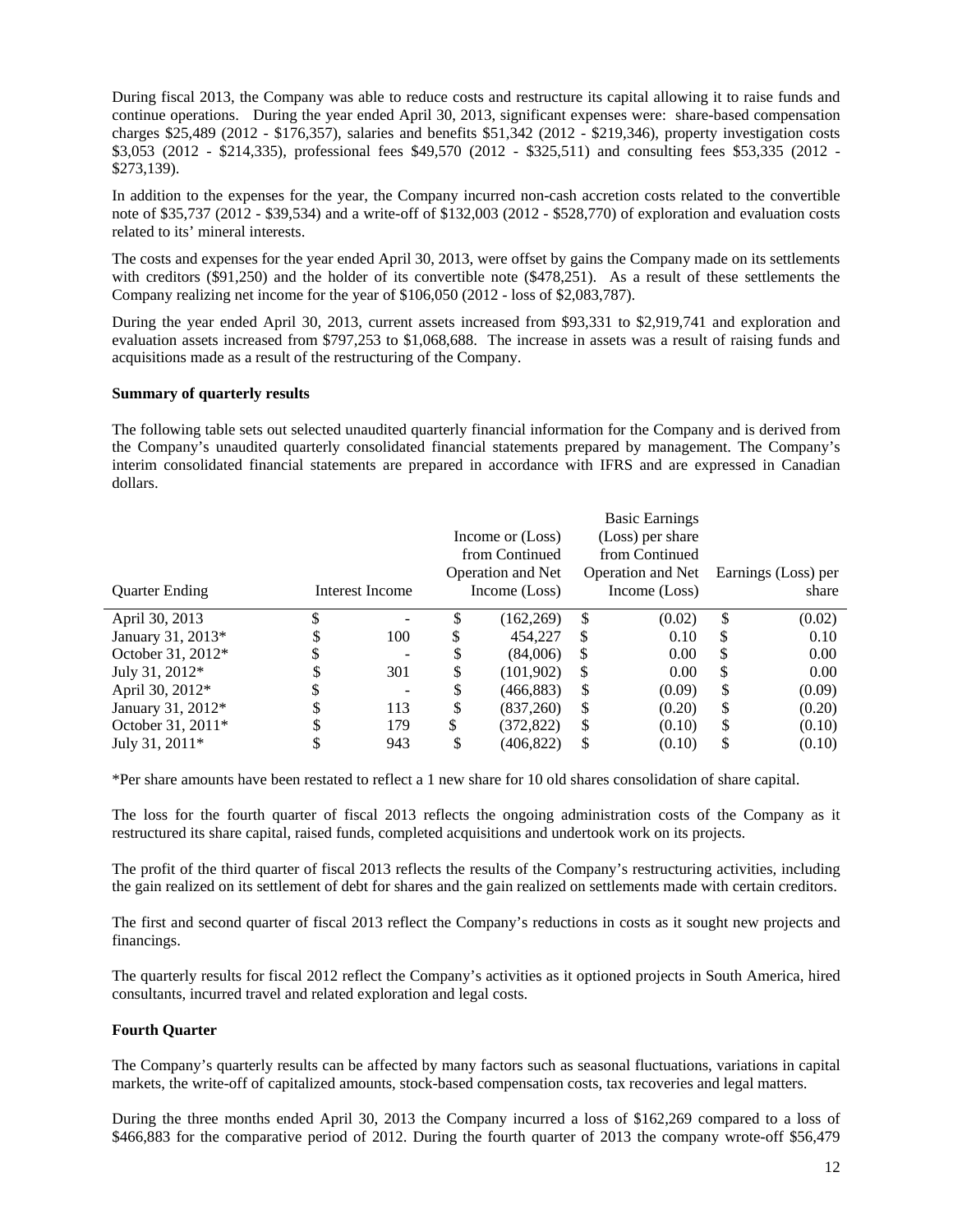During fiscal 2013, the Company was able to reduce costs and restructure its capital allowing it to raise funds and continue operations. During the year ended April 30, 2013, significant expenses were: share-based compensation charges $25,489 (2012 - $176,357), salaries and benefits $51,342 (2012 - $219,346), property investigation costs $3,053 (2012 - $214,335), professional fees $49,570 (2012 - $325,511) and consulting fees $53,335 (2012 - $273,139).

In addition to the expenses for the year, the Company incurred non-cash accretion costs related to the convertible note of $35,737 (2012 - $39,534) and a write-off of $132,003 (2012 - $528,770) of exploration and evaluation costs related to its' mineral interests.

The costs and expenses for the year ended April 30, 2013, were offset by gains the Company made on its settlements with creditors ($91,250) and the holder of its convertible note ($478,251). As a result of these settlements the Company realizing net income for the year of $106,050 (2012 - loss of $2,083,787).

During the year ended April 30, 2013, current assets increased from $93,331 to $2,919,741 and exploration and evaluation assets increased from $797,253 to $1,068,688. The increase in assets was a result of raising funds and acquisitions made as a result of the restructuring of the Company.

**Summary of quarterly results**

The following table sets out selected unaudited quarterly financial information for the Company and is derived from the Company's unaudited quarterly consolidated financial statements prepared by management. The Company's interim consolidated financial statements are prepared in accordance with IFRS and are expressed in Canadian dollars.

| Quarter Ending | Interest Income | Income or (Loss) from Continued Operation and Net Income (Loss) | Basic Earnings (Loss) per share from Continued Operation and Net Income (Loss) | Earnings (Loss) per share |
|---|---|---|---|---|
| April 30, 2013 | $ - | $ (162,269) | $ (0.02) | $ (0.02) |
| January 31, 2013* | $ 100 | $ 454,227 | $ 0.10 | $ 0.10 |
| October 31, 2012* | $ - | $ (84,006) | $ 0.00 | $ 0.00 |
| July 31, 2012* | $ 301 | $ (101,902) | $ 0.00 | $ 0.00 |
| April 30, 2012* | $ - | $ (466,883) | $ (0.09) | $ (0.09) |
| January 31, 2012* | $ 113 | $ (837,260) | $ (0.20) | $ (0.20) |
| October 31, 2011* | $ 179 | $ (372,822) | $ (0.10) | $ (0.10) |
| July 31, 2011* | $ 943 | $ (406,822) | $ (0.10) | $ (0.10) |

*Per share amounts have been restated to reflect a 1 new share for 10 old shares consolidation of share capital.

The loss for the fourth quarter of fiscal 2013 reflects the ongoing administration costs of the Company as it restructured its share capital, raised funds, completed acquisitions and undertook work on its projects.

The profit of the third quarter of fiscal 2013 reflects the results of the Company's restructuring activities, including the gain realized on its settlement of debt for shares and the gain realized on settlements made with certain creditors.

The first and second quarter of fiscal 2013 reflect the Company's reductions in costs as it sought new projects and financings.

The quarterly results for fiscal 2012 reflect the Company's activities as it optioned projects in South America, hired consultants, incurred travel and related exploration and legal costs.

**Fourth Quarter**

The Company's quarterly results can be affected by many factors such as seasonal fluctuations, variations in capital markets, the write-off of capitalized amounts, stock-based compensation costs, tax recoveries and legal matters.

During the three months ended April 30, 2013 the Company incurred a loss of $162,269 compared to a loss of $466,883 for the comparative period of 2012. During the fourth quarter of 2013 the company wrote-off $56,479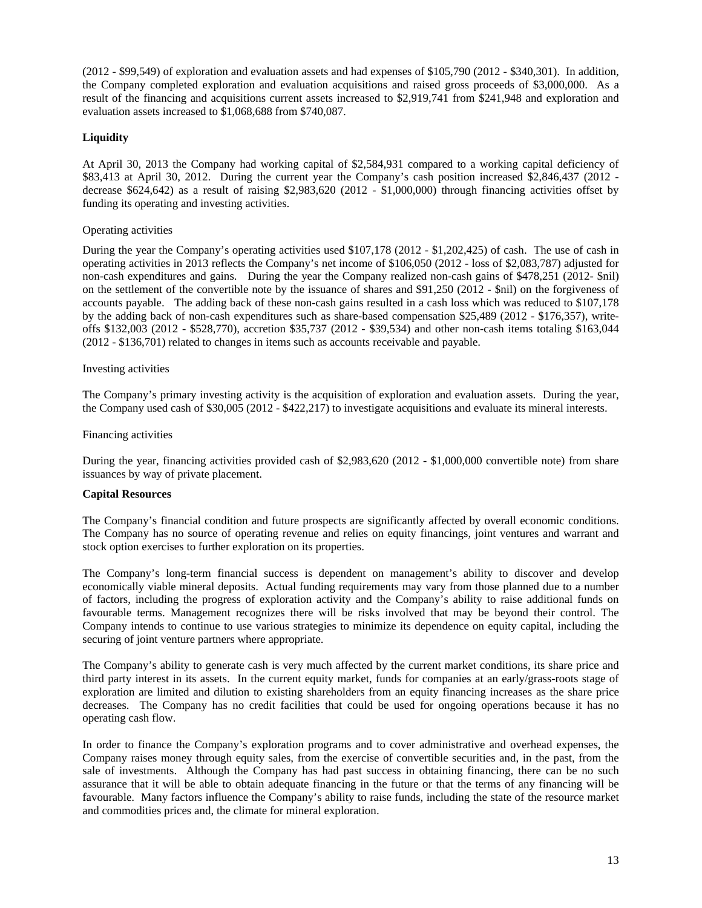(2012 - $99,549) of exploration and evaluation assets and had expenses of $105,790 (2012 - $340,301). In addition, the Company completed exploration and evaluation acquisitions and raised gross proceeds of $3,000,000. As a result of the financing and acquisitions current assets increased to $2,919,741 from $241,948 and exploration and evaluation assets increased to $1,068,688 from $740,087.

**Liquidity**

At April 30, 2013 the Company had working capital of $2,584,931 compared to a working capital deficiency of $83,413 at April 30, 2012. During the current year the Company's cash position increased $2,846,437 (2012 - decrease $624,642) as a result of raising $2,983,620 (2012 - $1,000,000) through financing activities offset by funding its operating and investing activities.

Operating activities

During the year the Company's operating activities used $107,178 (2012 - $1,202,425) of cash. The use of cash in operating activities in 2013 reflects the Company's net income of $106,050 (2012 - loss of $2,083,787) adjusted for non-cash expenditures and gains. During the year the Company realized non-cash gains of $478,251 (2012- $nil) on the settlement of the convertible note by the issuance of shares and $91,250 (2012 - $nil) on the forgiveness of accounts payable. The adding back of these non-cash gains resulted in a cash loss which was reduced to $107,178 by the adding back of non-cash expenditures such as share-based compensation $25,489 (2012 - $176,357), write-offs $132,003 (2012 - $528,770), accretion $35,737 (2012 - $39,534) and other non-cash items totaling $163,044 (2012 - $136,701) related to changes in items such as accounts receivable and payable.

Investing activities

The Company's primary investing activity is the acquisition of exploration and evaluation assets. During the year, the Company used cash of $30,005 (2012 - $422,217) to investigate acquisitions and evaluate its mineral interests.

Financing activities

During the year, financing activities provided cash of $2,983,620 (2012 - $1,000,000 convertible note) from share issuances by way of private placement.

**Capital Resources**

The Company's financial condition and future prospects are significantly affected by overall economic conditions. The Company has no source of operating revenue and relies on equity financings, joint ventures and warrant and stock option exercises to further exploration on its properties.

The Company's long-term financial success is dependent on management's ability to discover and develop economically viable mineral deposits. Actual funding requirements may vary from those planned due to a number of factors, including the progress of exploration activity and the Company's ability to raise additional funds on favourable terms. Management recognizes there will be risks involved that may be beyond their control. The Company intends to continue to use various strategies to minimize its dependence on equity capital, including the securing of joint venture partners where appropriate.

The Company's ability to generate cash is very much affected by the current market conditions, its share price and third party interest in its assets. In the current equity market, funds for companies at an early/grass-roots stage of exploration are limited and dilution to existing shareholders from an equity financing increases as the share price decreases. The Company has no credit facilities that could be used for ongoing operations because it has no operating cash flow.

In order to finance the Company's exploration programs and to cover administrative and overhead expenses, the Company raises money through equity sales, from the exercise of convertible securities and, in the past, from the sale of investments. Although the Company has had past success in obtaining financing, there can be no such assurance that it will be able to obtain adequate financing in the future or that the terms of any financing will be favourable. Many factors influence the Company's ability to raise funds, including the state of the resource market and commodities prices and, the climate for mineral exploration.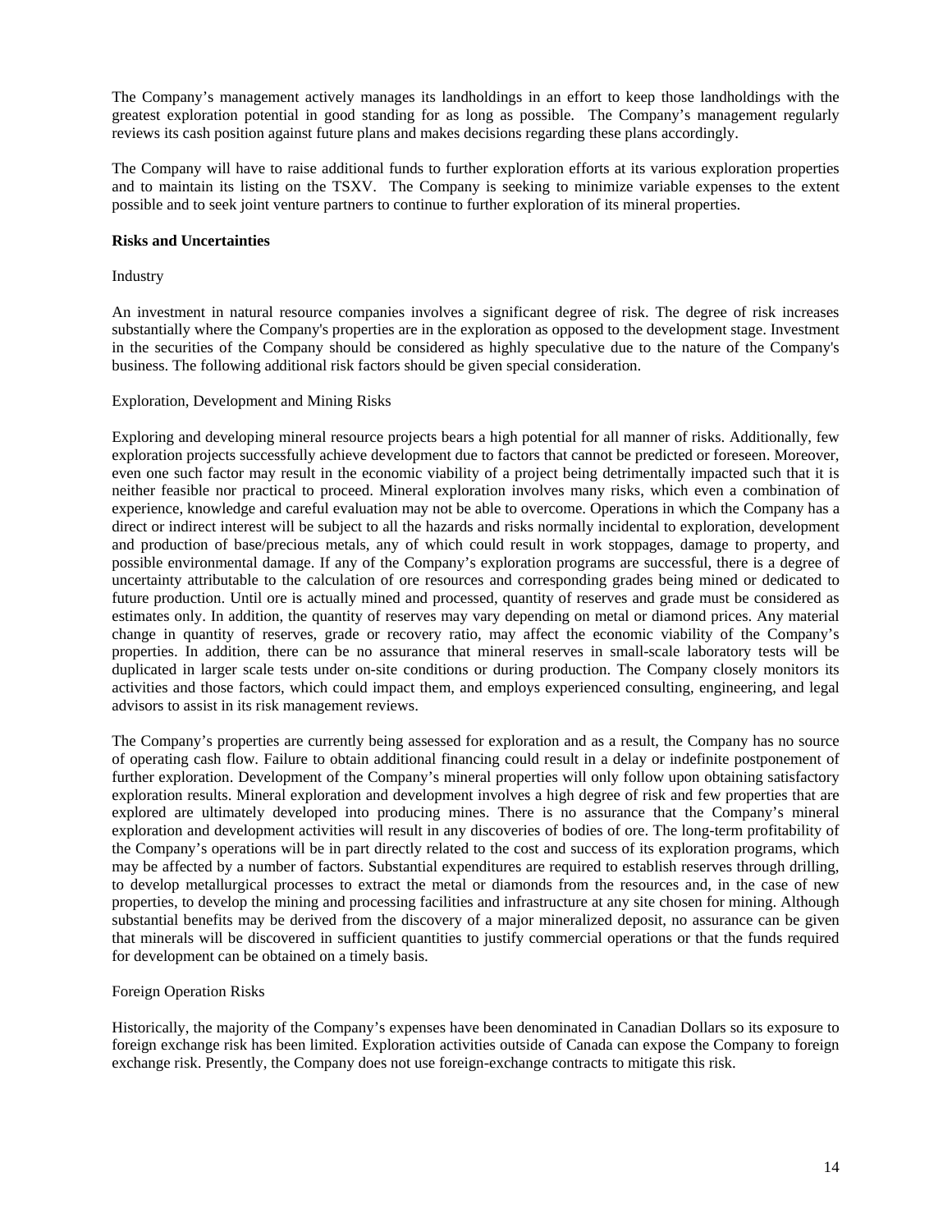The Company's management actively manages its landholdings in an effort to keep those landholdings with the greatest exploration potential in good standing for as long as possible. The Company's management regularly reviews its cash position against future plans and makes decisions regarding these plans accordingly.

The Company will have to raise additional funds to further exploration efforts at its various exploration properties and to maintain its listing on the TSXV. The Company is seeking to minimize variable expenses to the extent possible and to seek joint venture partners to continue to further exploration of its mineral properties.

**Risks and Uncertainties**

Industry

An investment in natural resource companies involves a significant degree of risk. The degree of risk increases substantially where the Company's properties are in the exploration as opposed to the development stage. Investment in the securities of the Company should be considered as highly speculative due to the nature of the Company's business. The following additional risk factors should be given special consideration.

Exploration, Development and Mining Risks

Exploring and developing mineral resource projects bears a high potential for all manner of risks. Additionally, few exploration projects successfully achieve development due to factors that cannot be predicted or foreseen. Moreover, even one such factor may result in the economic viability of a project being detrimentally impacted such that it is neither feasible nor practical to proceed. Mineral exploration involves many risks, which even a combination of experience, knowledge and careful evaluation may not be able to overcome. Operations in which the Company has a direct or indirect interest will be subject to all the hazards and risks normally incidental to exploration, development and production of base/precious metals, any of which could result in work stoppages, damage to property, and possible environmental damage. If any of the Company's exploration programs are successful, there is a degree of uncertainty attributable to the calculation of ore resources and corresponding grades being mined or dedicated to future production. Until ore is actually mined and processed, quantity of reserves and grade must be considered as estimates only. In addition, the quantity of reserves may vary depending on metal or diamond prices. Any material change in quantity of reserves, grade or recovery ratio, may affect the economic viability of the Company's properties. In addition, there can be no assurance that mineral reserves in small-scale laboratory tests will be duplicated in larger scale tests under on-site conditions or during production. The Company closely monitors its activities and those factors, which could impact them, and employs experienced consulting, engineering, and legal advisors to assist in its risk management reviews.

The Company's properties are currently being assessed for exploration and as a result, the Company has no source of operating cash flow. Failure to obtain additional financing could result in a delay or indefinite postponement of further exploration. Development of the Company's mineral properties will only follow upon obtaining satisfactory exploration results. Mineral exploration and development involves a high degree of risk and few properties that are explored are ultimately developed into producing mines. There is no assurance that the Company's mineral exploration and development activities will result in any discoveries of bodies of ore. The long-term profitability of the Company's operations will be in part directly related to the cost and success of its exploration programs, which may be affected by a number of factors. Substantial expenditures are required to establish reserves through drilling, to develop metallurgical processes to extract the metal or diamonds from the resources and, in the case of new properties, to develop the mining and processing facilities and infrastructure at any site chosen for mining. Although substantial benefits may be derived from the discovery of a major mineralized deposit, no assurance can be given that minerals will be discovered in sufficient quantities to justify commercial operations or that the funds required for development can be obtained on a timely basis.

Foreign Operation Risks

Historically, the majority of the Company's expenses have been denominated in Canadian Dollars so its exposure to foreign exchange risk has been limited. Exploration activities outside of Canada can expose the Company to foreign exchange risk. Presently, the Company does not use foreign-exchange contracts to mitigate this risk.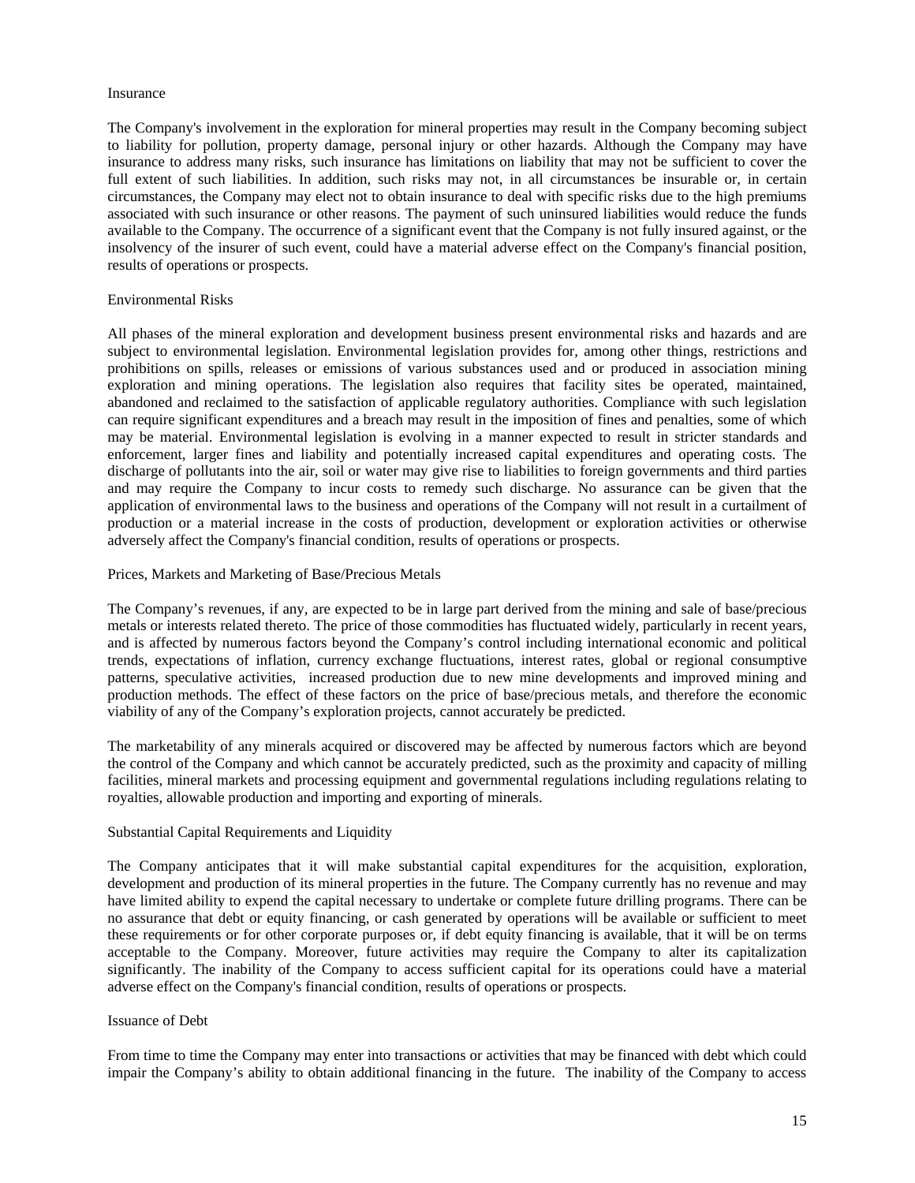### Insurance

The Company's involvement in the exploration for mineral properties may result in the Company becoming subject to liability for pollution, property damage, personal injury or other hazards. Although the Company may have insurance to address many risks, such insurance has limitations on liability that may not be sufficient to cover the full extent of such liabilities. In addition, such risks may not, in all circumstances be insurable or, in certain circumstances, the Company may elect not to obtain insurance to deal with specific risks due to the high premiums associated with such insurance or other reasons. The payment of such uninsured liabilities would reduce the funds available to the Company. The occurrence of a significant event that the Company is not fully insured against, or the insolvency of the insurer of such event, could have a material adverse effect on the Company's financial position, results of operations or prospects.

### Environmental Risks

All phases of the mineral exploration and development business present environmental risks and hazards and are subject to environmental legislation. Environmental legislation provides for, among other things, restrictions and prohibitions on spills, releases or emissions of various substances used and or produced in association mining exploration and mining operations. The legislation also requires that facility sites be operated, maintained, abandoned and reclaimed to the satisfaction of applicable regulatory authorities. Compliance with such legislation can require significant expenditures and a breach may result in the imposition of fines and penalties, some of which may be material. Environmental legislation is evolving in a manner expected to result in stricter standards and enforcement, larger fines and liability and potentially increased capital expenditures and operating costs. The discharge of pollutants into the air, soil or water may give rise to liabilities to foreign governments and third parties and may require the Company to incur costs to remedy such discharge. No assurance can be given that the application of environmental laws to the business and operations of the Company will not result in a curtailment of production or a material increase in the costs of production, development or exploration activities or otherwise adversely affect the Company's financial condition, results of operations or prospects.

### Prices, Markets and Marketing of Base/Precious Metals

The Company's revenues, if any, are expected to be in large part derived from the mining and sale of base/precious metals or interests related thereto. The price of those commodities has fluctuated widely, particularly in recent years, and is affected by numerous factors beyond the Company's control including international economic and political trends, expectations of inflation, currency exchange fluctuations, interest rates, global or regional consumptive patterns, speculative activities, increased production due to new mine developments and improved mining and production methods. The effect of these factors on the price of base/precious metals, and therefore the economic viability of any of the Company's exploration projects, cannot accurately be predicted.

The marketability of any minerals acquired or discovered may be affected by numerous factors which are beyond the control of the Company and which cannot be accurately predicted, such as the proximity and capacity of milling facilities, mineral markets and processing equipment and governmental regulations including regulations relating to royalties, allowable production and importing and exporting of minerals.

### Substantial Capital Requirements and Liquidity

The Company anticipates that it will make substantial capital expenditures for the acquisition, exploration, development and production of its mineral properties in the future. The Company currently has no revenue and may have limited ability to expend the capital necessary to undertake or complete future drilling programs. There can be no assurance that debt or equity financing, or cash generated by operations will be available or sufficient to meet these requirements or for other corporate purposes or, if debt equity financing is available, that it will be on terms acceptable to the Company. Moreover, future activities may require the Company to alter its capitalization significantly. The inability of the Company to access sufficient capital for its operations could have a material adverse effect on the Company's financial condition, results of operations or prospects.

### Issuance of Debt

From time to time the Company may enter into transactions or activities that may be financed with debt which could impair the Company's ability to obtain additional financing in the future. The inability of the Company to access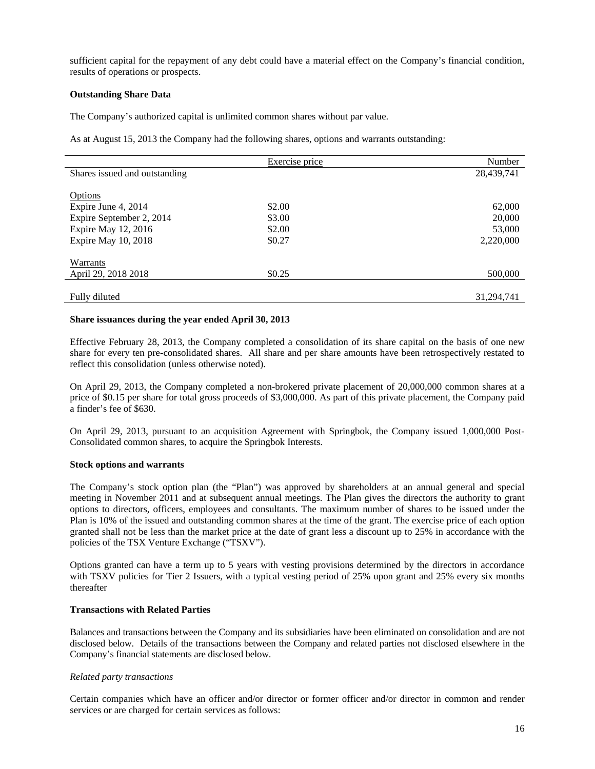sufficient capital for the repayment of any debt could have a material effect on the Company's financial condition, results of operations or prospects.

**Outstanding Share Data**

The Company's authorized capital is unlimited common shares without par value.

As at August 15, 2013 the Company had the following shares, options and warrants outstanding:

| | Exercise price | Number |
|---|---|---|
| Shares issued and outstanding | | 28,439,741 |
| | | |
| Options | | |
| Expire June 4, 2014 | \$2.00 | 62,000 |
| Expire September 2, 2014 | \$3.00 | 20,000 |
| Expire May 12, 2016 | \$2.00 | 53,000 |
| Expire May 10, 2018 | \$0.27 | 2,220,000 |
| | | |
| Warrants | | |
| April 29, 2018 2018 | \$0.25 | 500,000 |
| | | |
| Fully diluted | | 31,294,741 |

**Share issuances during the year ended April 30, 2013**

Effective February 28, 2013, the Company completed a consolidation of its share capital on the basis of one new share for every ten pre-consolidated shares. All share and per share amounts have been retrospectively restated to reflect this consolidation (unless otherwise noted).

On April 29, 2013, the Company completed a non-brokered private placement of 20,000,000 common shares at a price of \$0.15 per share for total gross proceeds of \$3,000,000. As part of this private placement, the Company paid a finder's fee of \$630.

On April 29, 2013, pursuant to an acquisition Agreement with Springbok, the Company issued 1,000,000 Post-Consolidated common shares, to acquire the Springbok Interests.

**Stock options and warrants**

The Company's stock option plan (the "Plan") was approved by shareholders at an annual general and special meeting in November 2011 and at subsequent annual meetings. The Plan gives the directors the authority to grant options to directors, officers, employees and consultants. The maximum number of shares to be issued under the Plan is 10% of the issued and outstanding common shares at the time of the grant. The exercise price of each option granted shall not be less than the market price at the date of grant less a discount up to 25% in accordance with the policies of the TSX Venture Exchange ("TSXV").

Options granted can have a term up to 5 years with vesting provisions determined by the directors in accordance with TSXV policies for Tier 2 Issuers, with a typical vesting period of 25% upon grant and 25% every six months thereafter

**Transactions with Related Parties**

Balances and transactions between the Company and its subsidiaries have been eliminated on consolidation and are not disclosed below. Details of the transactions between the Company and related parties not disclosed elsewhere in the Company's financial statements are disclosed below.

*Related party transactions*

Certain companies which have an officer and/or director or former officer and/or director in common and render services or are charged for certain services as follows: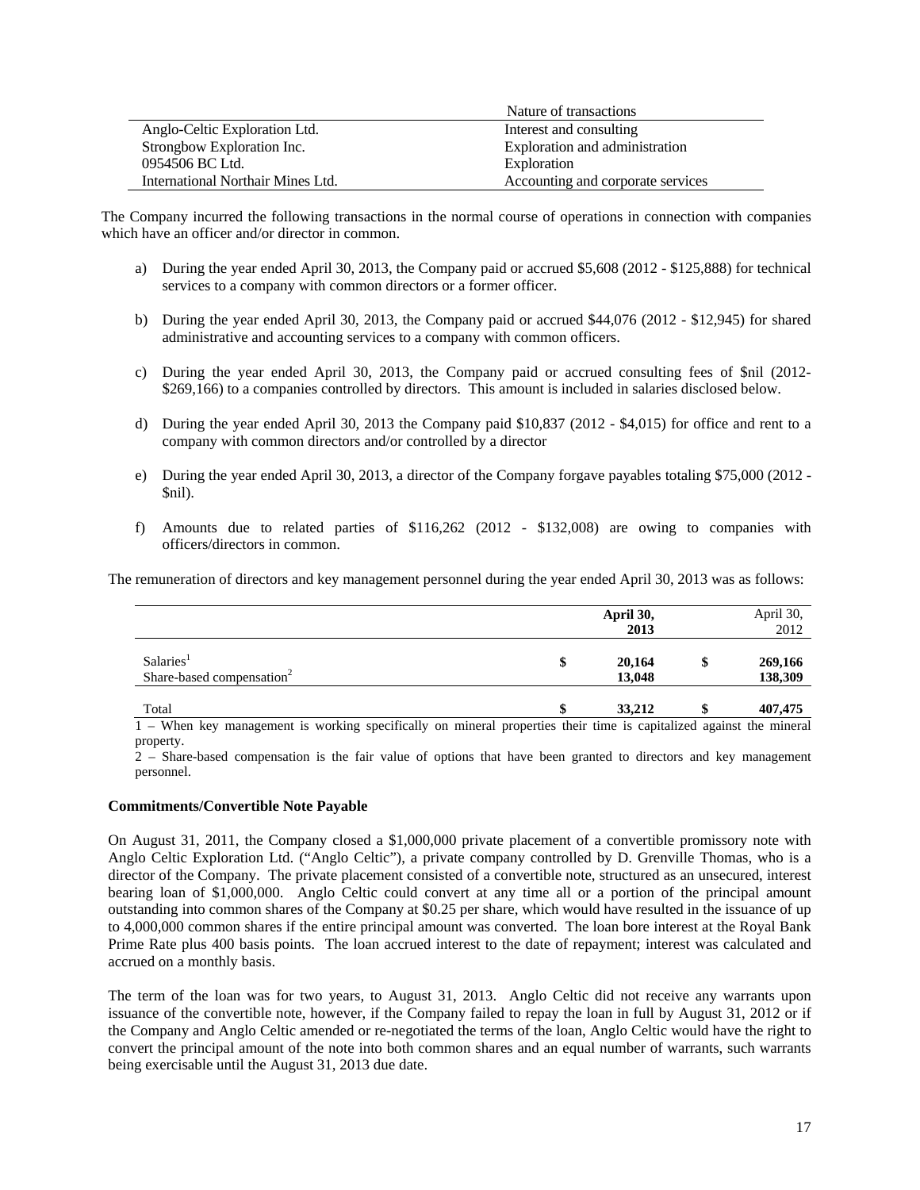| | Nature of transactions |
|---|---|
| Anglo-Celtic Exploration Ltd. | Interest and consulting |
| Strongbow Exploration Inc. | Exploration and administration |
| 0954506 BC Ltd. | Exploration |
| International Northair Mines Ltd. | Accounting and corporate services |

The Company incurred the following transactions in the normal course of operations in connection with companies which have an officer and/or director in common.

a) During the year ended April 30, 2013, the Company paid or accrued $5,608 (2012 - $125,888) for technical services to a company with common directors or a former officer.

b) During the year ended April 30, 2013, the Company paid or accrued $44,076 (2012 - $12,945) for shared administrative and accounting services to a company with common officers.

c) During the year ended April 30, 2013, the Company paid or accrued consulting fees of $nil (2012- $269,166) to a companies controlled by directors. This amount is included in salaries disclosed below.

d) During the year ended April 30, 2013 the Company paid $10,837 (2012 - $4,015) for office and rent to a company with common directors and/or controlled by a director

e) During the year ended April 30, 2013, a director of the Company forgave payables totaling $75,000 (2012 - $nil).

f) Amounts due to related parties of $116,262 (2012 - $132,008) are owing to companies with officers/directors in common.

The remuneration of directors and key management personnel during the year ended April 30, 2013 was as follows:

| | | **April 30, 2013** | | April 30, 2012 |
|---|---|---|---|---|
| Salaries[1] | $ | 20,164 | $ | 269,166 |
| Share-based compensation[2] | | 13,048 | | 138,309 |
| Total | $ | 33,212 | $ | 407,475 |

1 – When key management is working specifically on mineral properties their time is capitalized against the mineral property.

2 – Share-based compensation is the fair value of options that have been granted to directors and key management personnel.

**Commitments/Convertible Note Payable**

On August 31, 2011, the Company closed a $1,000,000 private placement of a convertible promissory note with Anglo Celtic Exploration Ltd. ("Anglo Celtic"), a private company controlled by D. Grenville Thomas, who is a director of the Company. The private placement consisted of a convertible note, structured as an unsecured, interest bearing loan of $1,000,000. Anglo Celtic could convert at any time all or a portion of the principal amount outstanding into common shares of the Company at $0.25 per share, which would have resulted in the issuance of up to 4,000,000 common shares if the entire principal amount was converted. The loan bore interest at the Royal Bank Prime Rate plus 400 basis points. The loan accrued interest to the date of repayment; interest was calculated and accrued on a monthly basis.

The term of the loan was for two years, to August 31, 2013. Anglo Celtic did not receive any warrants upon issuance of the convertible note, however, if the Company failed to repay the loan in full by August 31, 2012 or if the Company and Anglo Celtic amended or re-negotiated the terms of the loan, Anglo Celtic would have the right to convert the principal amount of the note into both common shares and an equal number of warrants, such warrants being exercisable until the August 31, 2013 due date.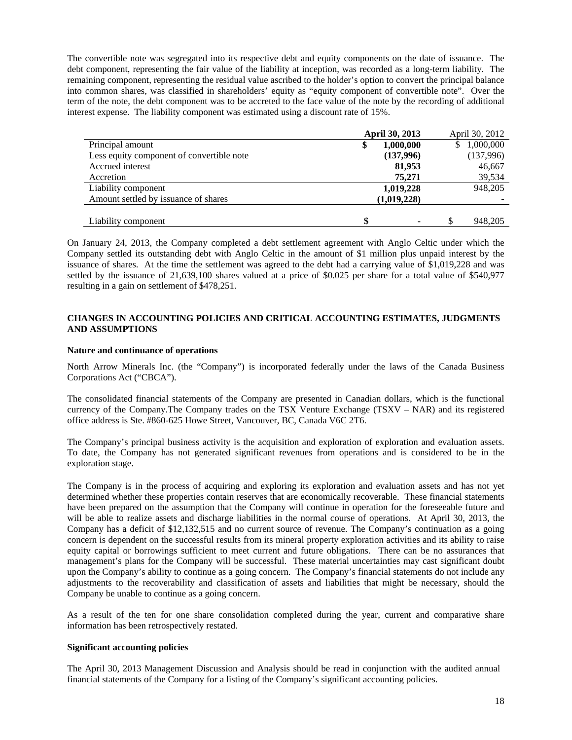The convertible note was segregated into its respective debt and equity components on the date of issuance. The debt component, representing the fair value of the liability at inception, was recorded as a long-term liability. The remaining component, representing the residual value ascribed to the holder's option to convert the principal balance into common shares, was classified in shareholders' equity as "equity component of convertible note". Over the term of the note, the debt component was to be accreted to the face value of the note by the recording of additional interest expense. The liability component was estimated using a discount rate of 15%.

| | **April 30, 2013** | April 30, 2012 |
|---|---|---|
| Principal amount | **$ 1,000,000** | $ 1,000,000 |
| Less equity component of convertible note | **(137,996)** | (137,996) |
| Accrued interest | **81,953** | 46,667 |
| Accretion | **75,271** | 39,534 |
| Liability component | **1,019,228** | 948,205 |
| Amount settled by issuance of shares | **(1,019,228)** | - |
| Liability component | **$ -** | $ 948,205 |

On January 24, 2013, the Company completed a debt settlement agreement with Anglo Celtic under which the Company settled its outstanding debt with Anglo Celtic in the amount of $1 million plus unpaid interest by the issuance of shares. At the time the settlement was agreed to the debt had a carrying value of $1,019,228 and was settled by the issuance of 21,639,100 shares valued at a price of $0.025 per share for a total value of $540,977 resulting in a gain on settlement of $478,251.

## CHANGES IN ACCOUNTING POLICIES AND CRITICAL ACCOUNTING ESTIMATES, JUDGMENTS AND ASSUMPTIONS

### Nature and continuance of operations

North Arrow Minerals Inc. (the "Company") is incorporated federally under the laws of the Canada Business Corporations Act ("CBCA").

The consolidated financial statements of the Company are presented in Canadian dollars, which is the functional currency of the Company.The Company trades on the TSX Venture Exchange (TSXV – NAR) and its registered office address is Ste. #860-625 Howe Street, Vancouver, BC, Canada V6C 2T6.

The Company's principal business activity is the acquisition and exploration of exploration and evaluation assets. To date, the Company has not generated significant revenues from operations and is considered to be in the exploration stage.

The Company is in the process of acquiring and exploring its exploration and evaluation assets and has not yet determined whether these properties contain reserves that are economically recoverable. These financial statements have been prepared on the assumption that the Company will continue in operation for the foreseeable future and will be able to realize assets and discharge liabilities in the normal course of operations. At April 30, 2013, the Company has a deficit of $12,132,515 and no current source of revenue. The Company's continuation as a going concern is dependent on the successful results from its mineral property exploration activities and its ability to raise equity capital or borrowings sufficient to meet current and future obligations. There can be no assurances that management's plans for the Company will be successful. These material uncertainties may cast significant doubt upon the Company's ability to continue as a going concern. The Company's financial statements do not include any adjustments to the recoverability and classification of assets and liabilities that might be necessary, should the Company be unable to continue as a going concern.

As a result of the ten for one share consolidation completed during the year, current and comparative share information has been retrospectively restated.

### Significant accounting policies

The April 30, 2013 Management Discussion and Analysis should be read in conjunction with the audited annual financial statements of the Company for a listing of the Company's significant accounting policies.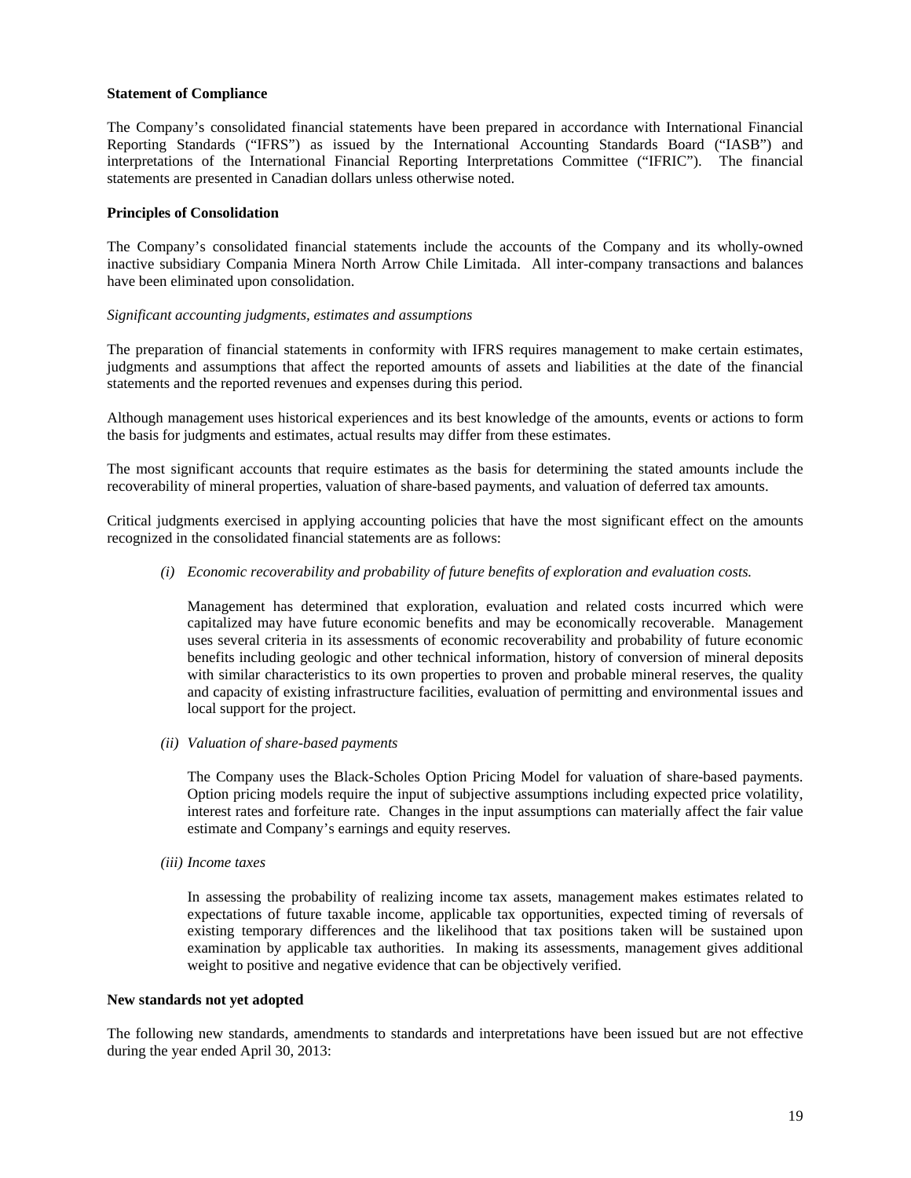**Statement of Compliance**

The Company's consolidated financial statements have been prepared in accordance with International Financial Reporting Standards ("IFRS") as issued by the International Accounting Standards Board ("IASB") and interpretations of the International Financial Reporting Interpretations Committee ("IFRIC"). The financial statements are presented in Canadian dollars unless otherwise noted.

**Principles of Consolidation**

The Company's consolidated financial statements include the accounts of the Company and its wholly-owned inactive subsidiary Compania Minera North Arrow Chile Limitada. All inter-company transactions and balances have been eliminated upon consolidation.

*Significant accounting judgments, estimates and assumptions*

The preparation of financial statements in conformity with IFRS requires management to make certain estimates, judgments and assumptions that affect the reported amounts of assets and liabilities at the date of the financial statements and the reported revenues and expenses during this period.

Although management uses historical experiences and its best knowledge of the amounts, events or actions to form the basis for judgments and estimates, actual results may differ from these estimates.

The most significant accounts that require estimates as the basis for determining the stated amounts include the recoverability of mineral properties, valuation of share-based payments, and valuation of deferred tax amounts.

Critical judgments exercised in applying accounting policies that have the most significant effect on the amounts recognized in the consolidated financial statements are as follows:

*(i) Economic recoverability and probability of future benefits of exploration and evaluation costs.*

Management has determined that exploration, evaluation and related costs incurred which were capitalized may have future economic benefits and may be economically recoverable. Management uses several criteria in its assessments of economic recoverability and probability of future economic benefits including geologic and other technical information, history of conversion of mineral deposits with similar characteristics to its own properties to proven and probable mineral reserves, the quality and capacity of existing infrastructure facilities, evaluation of permitting and environmental issues and local support for the project.

*(ii) Valuation of share-based payments*

The Company uses the Black-Scholes Option Pricing Model for valuation of share-based payments. Option pricing models require the input of subjective assumptions including expected price volatility, interest rates and forfeiture rate. Changes in the input assumptions can materially affect the fair value estimate and Company's earnings and equity reserves.

*(iii) Income taxes*

In assessing the probability of realizing income tax assets, management makes estimates related to expectations of future taxable income, applicable tax opportunities, expected timing of reversals of existing temporary differences and the likelihood that tax positions taken will be sustained upon examination by applicable tax authorities. In making its assessments, management gives additional weight to positive and negative evidence that can be objectively verified.

**New standards not yet adopted**

The following new standards, amendments to standards and interpretations have been issued but are not effective during the year ended April 30, 2013: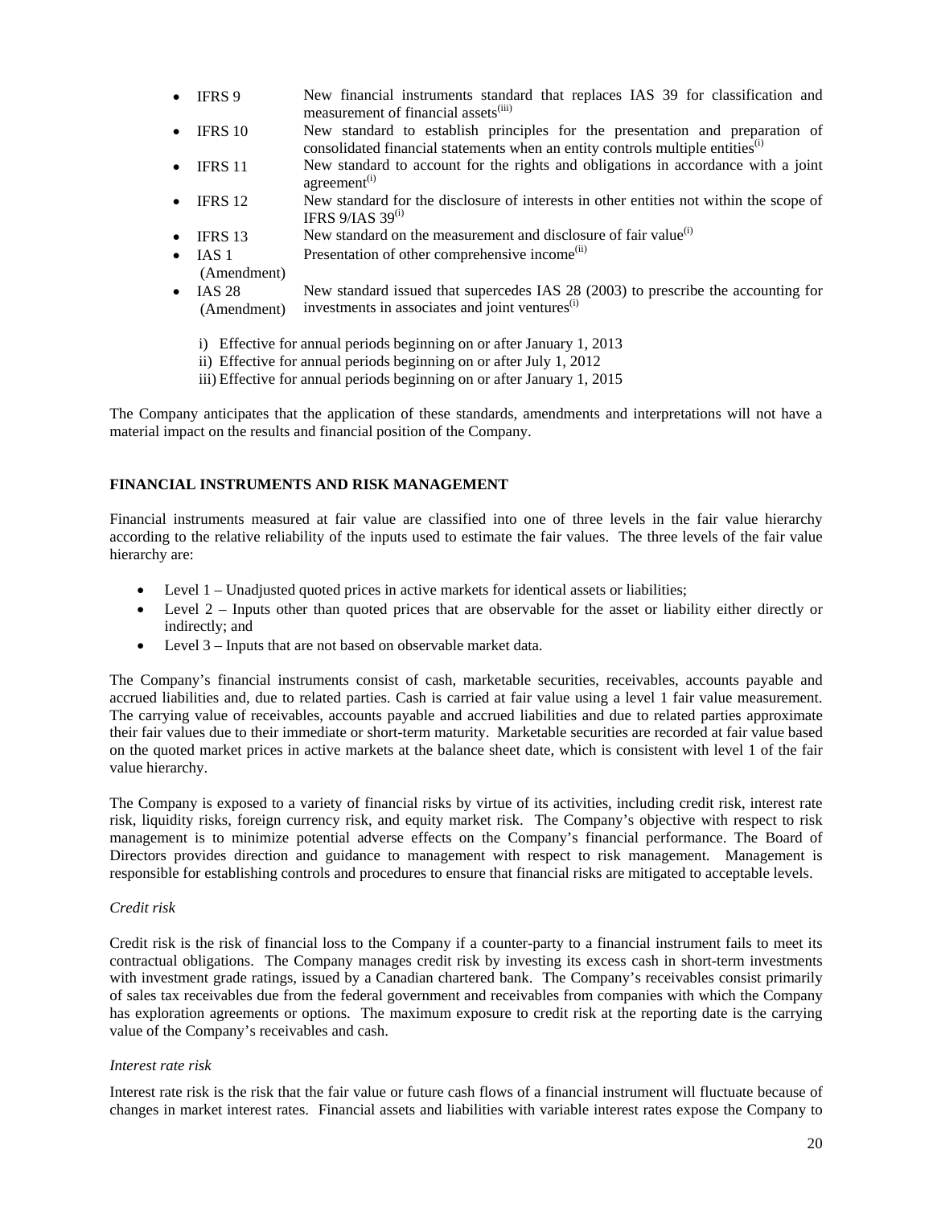- IFRS 9 New financial instruments standard that replaces IAS 39 for classification and measurement of financial assets[iii]
- IFRS 10 New standard to establish principles for the presentation and preparation of consolidated financial statements when an entity controls multiple entities[i]
- IFRS 11 New standard to account for the rights and obligations in accordance with a joint agreement[i]
- IFRS 12 New standard for the disclosure of interests in other entities not within the scope of IFRS 9/IAS 39[i]
- IFRS 13 New standard on the measurement and disclosure of fair value[i]
- IAS 1 (Amendment) Presentation of other comprehensive income[ii]
- IAS 28 (Amendment) New standard issued that supercedes IAS 28 (2003) to prescribe the accounting for investments in associates and joint ventures[i]

i) Effective for annual periods beginning on or after January 1, 2013
ii) Effective for annual periods beginning on or after July 1, 2012
iii) Effective for annual periods beginning on or after January 1, 2015

The Company anticipates that the application of these standards, amendments and interpretations will not have a material impact on the results and financial position of the Company.

## FINANCIAL INSTRUMENTS AND RISK MANAGEMENT

Financial instruments measured at fair value are classified into one of three levels in the fair value hierarchy according to the relative reliability of the inputs used to estimate the fair values. The three levels of the fair value hierarchy are:

- Level 1 – Unadjusted quoted prices in active markets for identical assets or liabilities;
- Level 2 – Inputs other than quoted prices that are observable for the asset or liability either directly or indirectly; and
- Level 3 – Inputs that are not based on observable market data.

The Company's financial instruments consist of cash, marketable securities, receivables, accounts payable and accrued liabilities and, due to related parties. Cash is carried at fair value using a level 1 fair value measurement. The carrying value of receivables, accounts payable and accrued liabilities and due to related parties approximate their fair values due to their immediate or short-term maturity. Marketable securities are recorded at fair value based on the quoted market prices in active markets at the balance sheet date, which is consistent with level 1 of the fair value hierarchy.

The Company is exposed to a variety of financial risks by virtue of its activities, including credit risk, interest rate risk, liquidity risks, foreign currency risk, and equity market risk. The Company's objective with respect to risk management is to minimize potential adverse effects on the Company's financial performance. The Board of Directors provides direction and guidance to management with respect to risk management. Management is responsible for establishing controls and procedures to ensure that financial risks are mitigated to acceptable levels.

*Credit risk*

Credit risk is the risk of financial loss to the Company if a counter-party to a financial instrument fails to meet its contractual obligations. The Company manages credit risk by investing its excess cash in short-term investments with investment grade ratings, issued by a Canadian chartered bank. The Company's receivables consist primarily of sales tax receivables due from the federal government and receivables from companies with which the Company has exploration agreements or options. The maximum exposure to credit risk at the reporting date is the carrying value of the Company's receivables and cash.

*Interest rate risk*

Interest rate risk is the risk that the fair value or future cash flows of a financial instrument will fluctuate because of changes in market interest rates. Financial assets and liabilities with variable interest rates expose the Company to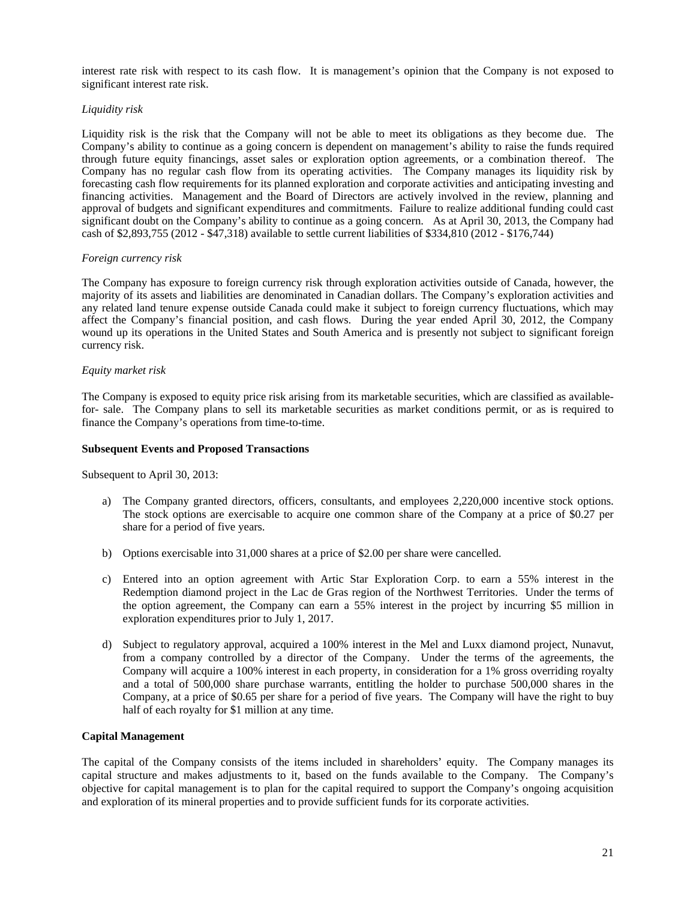interest rate risk with respect to its cash flow. It is management's opinion that the Company is not exposed to significant interest rate risk.

*Liquidity risk*

Liquidity risk is the risk that the Company will not be able to meet its obligations as they become due. The Company's ability to continue as a going concern is dependent on management's ability to raise the funds required through future equity financings, asset sales or exploration option agreements, or a combination thereof. The Company has no regular cash flow from its operating activities. The Company manages its liquidity risk by forecasting cash flow requirements for its planned exploration and corporate activities and anticipating investing and financing activities. Management and the Board of Directors are actively involved in the review, planning and approval of budgets and significant expenditures and commitments. Failure to realize additional funding could cast significant doubt on the Company's ability to continue as a going concern. As at April 30, 2013, the Company had cash of $2,893,755 (2012 - $47,318) available to settle current liabilities of $334,810 (2012 - $176,744)

*Foreign currency risk*

The Company has exposure to foreign currency risk through exploration activities outside of Canada, however, the majority of its assets and liabilities are denominated in Canadian dollars. The Company's exploration activities and any related land tenure expense outside Canada could make it subject to foreign currency fluctuations, which may affect the Company's financial position, and cash flows. During the year ended April 30, 2012, the Company wound up its operations in the United States and South America and is presently not subject to significant foreign currency risk.

*Equity market risk*

The Company is exposed to equity price risk arising from its marketable securities, which are classified as available-for- sale. The Company plans to sell its marketable securities as market conditions permit, or as is required to finance the Company's operations from time-to-time.

**Subsequent Events and Proposed Transactions**

Subsequent to April 30, 2013:

a) The Company granted directors, officers, consultants, and employees 2,220,000 incentive stock options. The stock options are exercisable to acquire one common share of the Company at a price of $0.27 per share for a period of five years.

b) Options exercisable into 31,000 shares at a price of $2.00 per share were cancelled.

c) Entered into an option agreement with Artic Star Exploration Corp. to earn a 55% interest in the Redemption diamond project in the Lac de Gras region of the Northwest Territories. Under the terms of the option agreement, the Company can earn a 55% interest in the project by incurring $5 million in exploration expenditures prior to July 1, 2017.

d) Subject to regulatory approval, acquired a 100% interest in the Mel and Luxx diamond project, Nunavut, from a company controlled by a director of the Company. Under the terms of the agreements, the Company will acquire a 100% interest in each property, in consideration for a 1% gross overriding royalty and a total of 500,000 share purchase warrants, entitling the holder to purchase 500,000 shares in the Company, at a price of $0.65 per share for a period of five years. The Company will have the right to buy half of each royalty for $1 million at any time.

**Capital Management**

The capital of the Company consists of the items included in shareholders' equity. The Company manages its capital structure and makes adjustments to it, based on the funds available to the Company. The Company's objective for capital management is to plan for the capital required to support the Company's ongoing acquisition and exploration of its mineral properties and to provide sufficient funds for its corporate activities.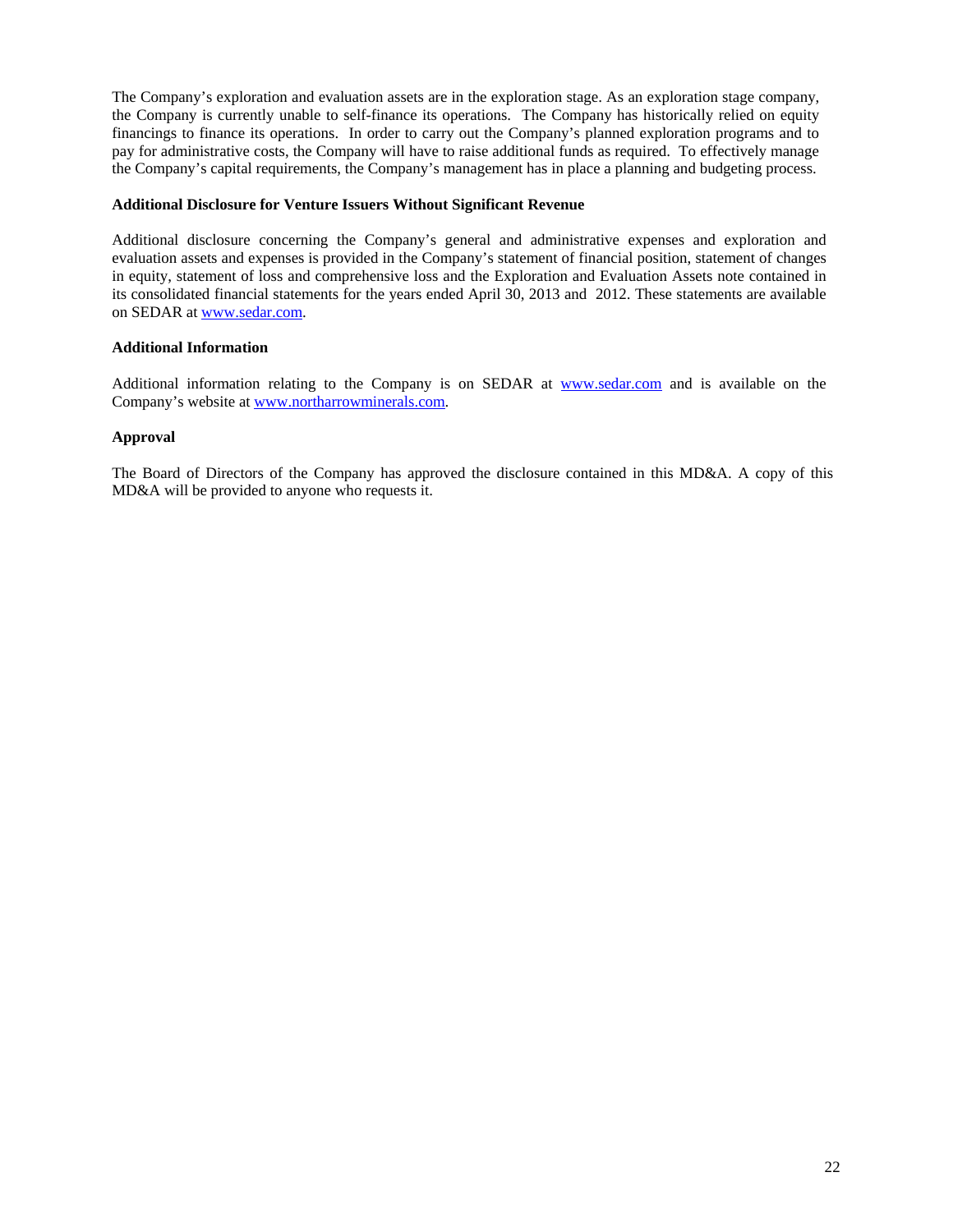The Company's exploration and evaluation assets are in the exploration stage. As an exploration stage company, the Company is currently unable to self-finance its operations. The Company has historically relied on equity financings to finance its operations. In order to carry out the Company's planned exploration programs and to pay for administrative costs, the Company will have to raise additional funds as required. To effectively manage the Company's capital requirements, the Company's management has in place a planning and budgeting process.

**Additional Disclosure for Venture Issuers Without Significant Revenue**

Additional disclosure concerning the Company's general and administrative expenses and exploration and evaluation assets and expenses is provided in the Company's statement of financial position, statement of changes in equity, statement of loss and comprehensive loss and the Exploration and Evaluation Assets note contained in its consolidated financial statements for the years ended April 30, 2013 and 2012. These statements are available on SEDAR at www.sedar.com.

**Additional Information**

Additional information relating to the Company is on SEDAR at www.sedar.com and is available on the Company's website at www.northarrowminerals.com.

**Approval**

The Board of Directors of the Company has approved the disclosure contained in this MD&A. A copy of this MD&A will be provided to anyone who requests it.